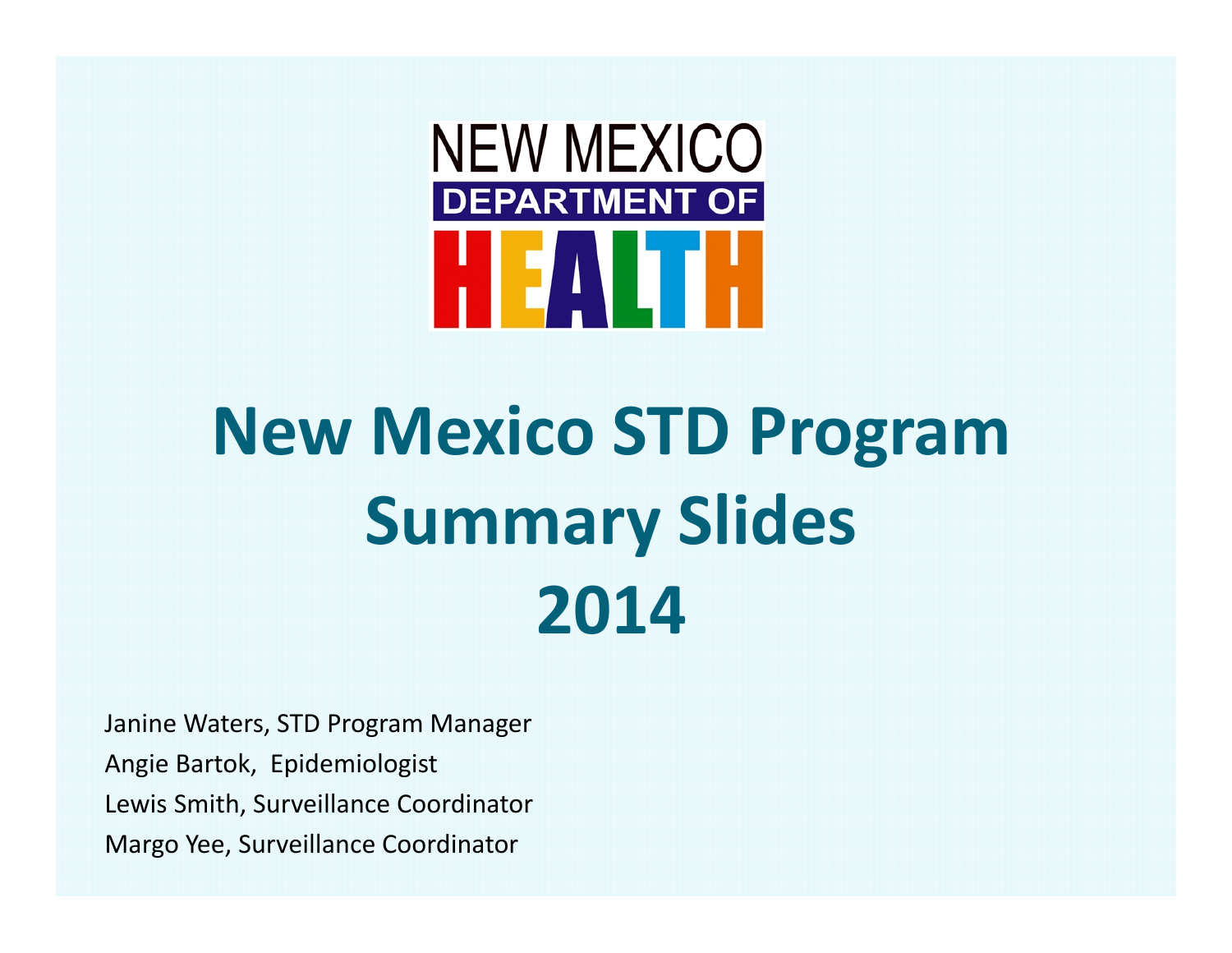NEW MEXICO
DEPARTMENT OF
HEALTH

# New Mexico STD Program Summary Slides 2014

Janine Waters, STD Program Manager

Angie Bartok, Epidemiologist

Lewis Smith, Surveillance Coordinator

Margo Yee, Surveillance Coordinator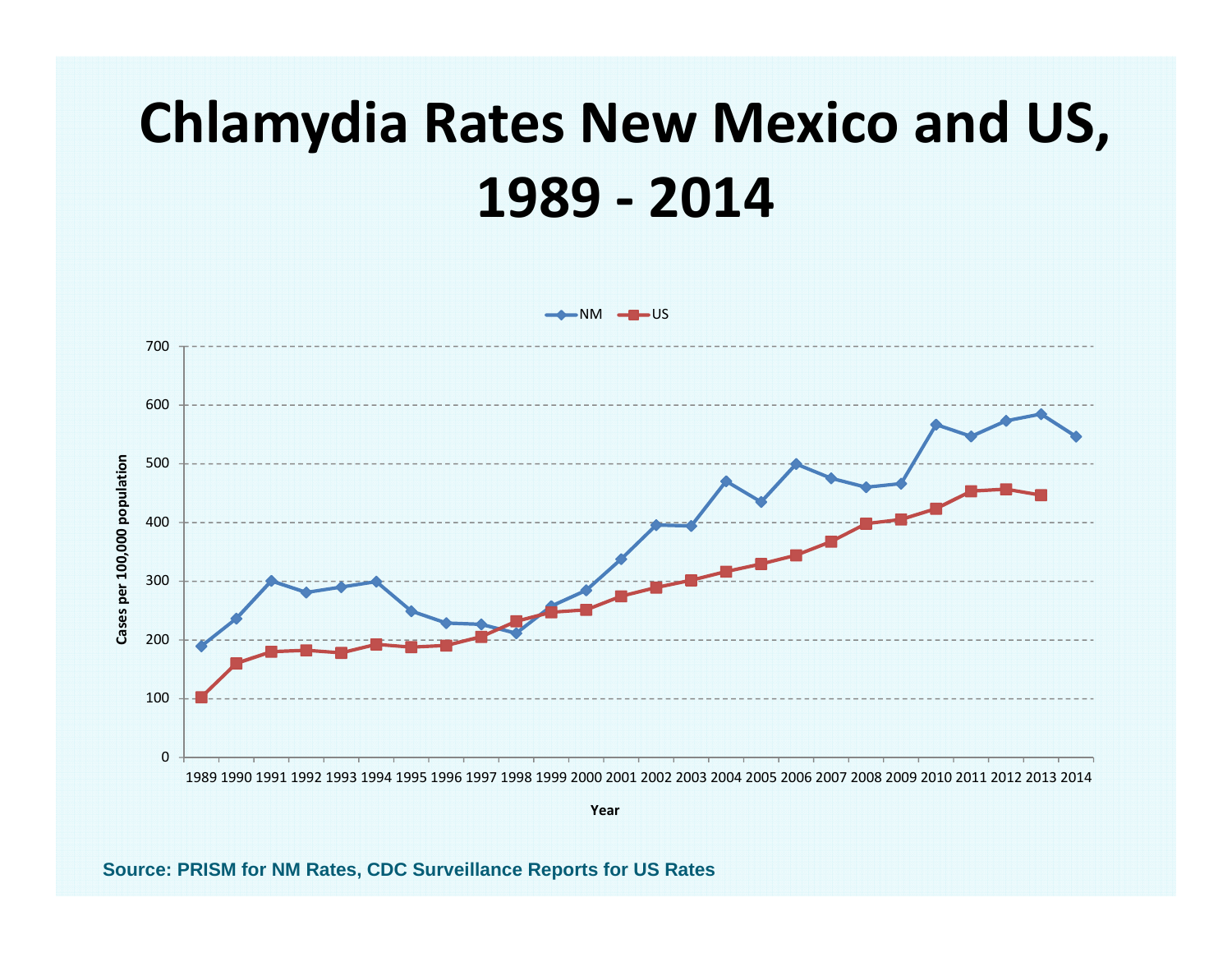# Chlamydia Rates New Mexico and US, 1989 - 2014

NM — US

Cases per 100,000 population

700
600
500
400
300
200
100
0

1989 1990 1991 1992 1993 1994 1995 1996 1997 1998 1999 2000 2001 2002 2003 2004 2005 2006 2007 2008 2009 2010 2011 2012 2013 2014

Year

**Source: PRISM for NM Rates, CDC Surveillance Reports for US Rates**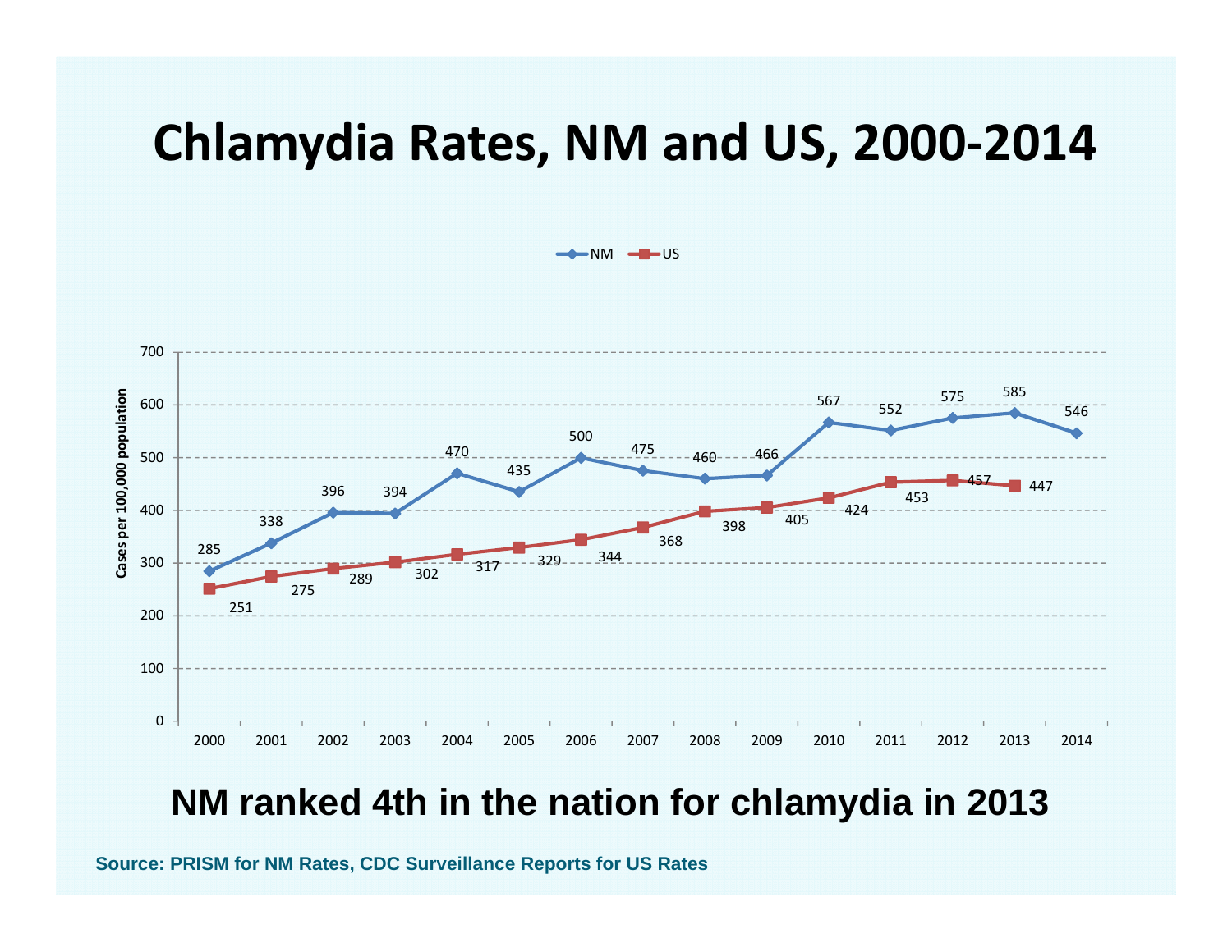# Chlamydia Rates, NM and US, 2000-2014

| Year | NM | US |
|---|---|---|
| 2000 | 285 | 251 |
| 2001 | 338 | 275 |
| 2002 | 396 | 289 |
| 2003 | 394 | 302 |
| 2004 | 470 | 317 |
| 2005 | 435 | 329 |
| 2006 | 500 | 344 |
| 2007 | 475 | 368 |
| 2008 | 460 | 398 |
| 2009 | 466 | 405 |
| 2010 | 567 | 424 |
| 2011 | 552 | 453 |
| 2012 | 575 | 457 |
| 2013 | 585 | 447 |
| 2014 | 546 | |

Cases per 100,000 population

**NM ranked 4th in the nation for chlamydia in 2013**

**Source: PRISM for NM Rates, CDC Surveillance Reports for US Rates**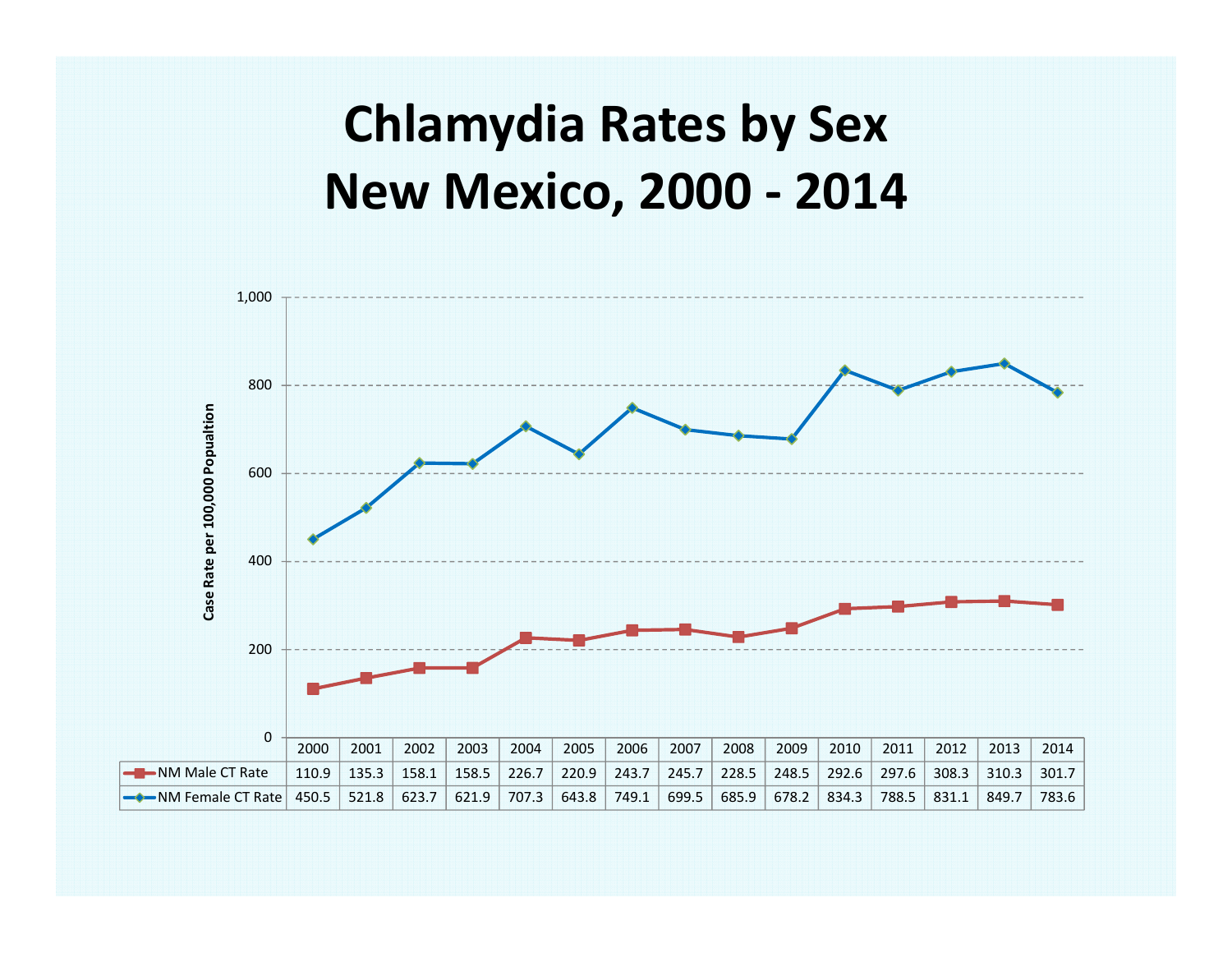# Chlamydia Rates by Sex
# New Mexico, 2000 - 2014

| | 2000 | 2001 | 2002 | 2003 | 2004 | 2005 | 2006 | 2007 | 2008 | 2009 | 2010 | 2011 | 2012 | 2013 | 2014 |
|---|---|---|---|---|---|---|---|---|---|---|---|---|---|---|---|
| NM Male CT Rate | 110.9 | 135.3 | 158.1 | 158.5 | 226.7 | 220.9 | 243.7 | 245.7 | 228.5 | 248.5 | 292.6 | 297.6 | 308.3 | 310.3 | 301.7 |
| NM Female CT Rate | 450.5 | 521.8 | 623.7 | 621.9 | 707.3 | 643.8 | 749.1 | 699.5 | 685.9 | 678.2 | 834.3 | 788.5 | 831.1 | 849.7 | 783.6 |

Case Rate per 100,000 Popualtion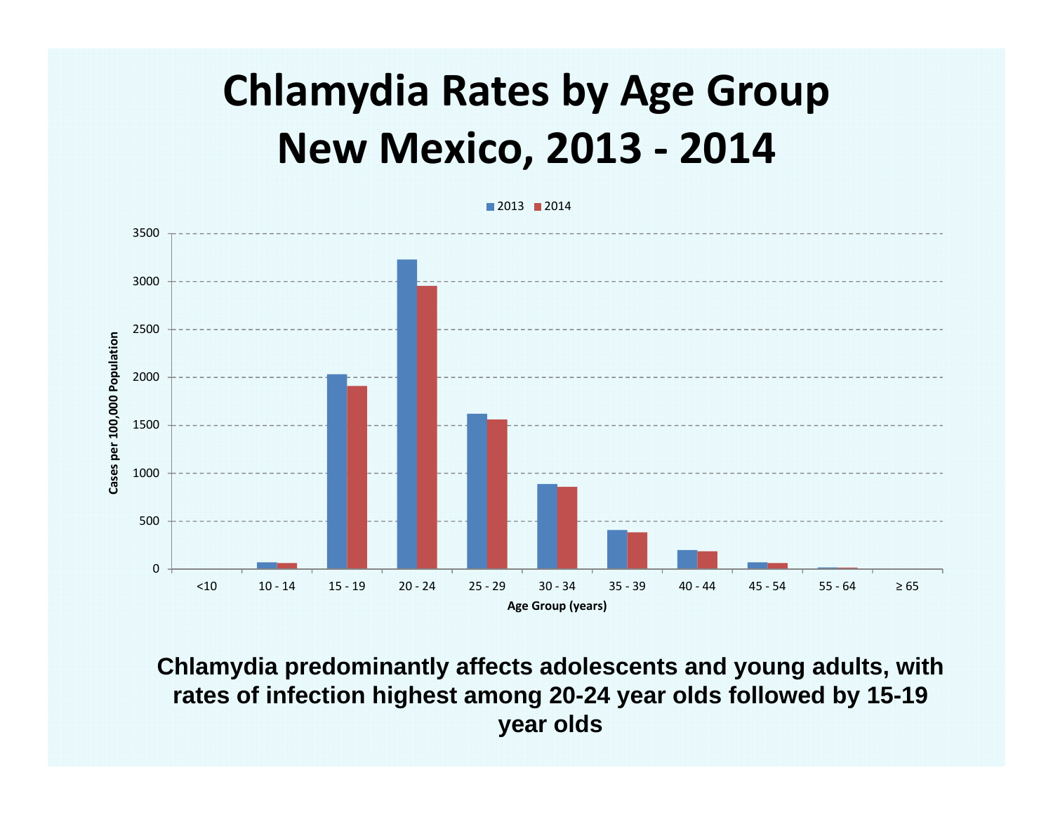# Chlamydia Rates by Age Group New Mexico, 2013 - 2014

**Chlamydia predominantly affects adolescents and young adults, with rates of infection highest among 20-24 year olds followed by 15-19 year olds**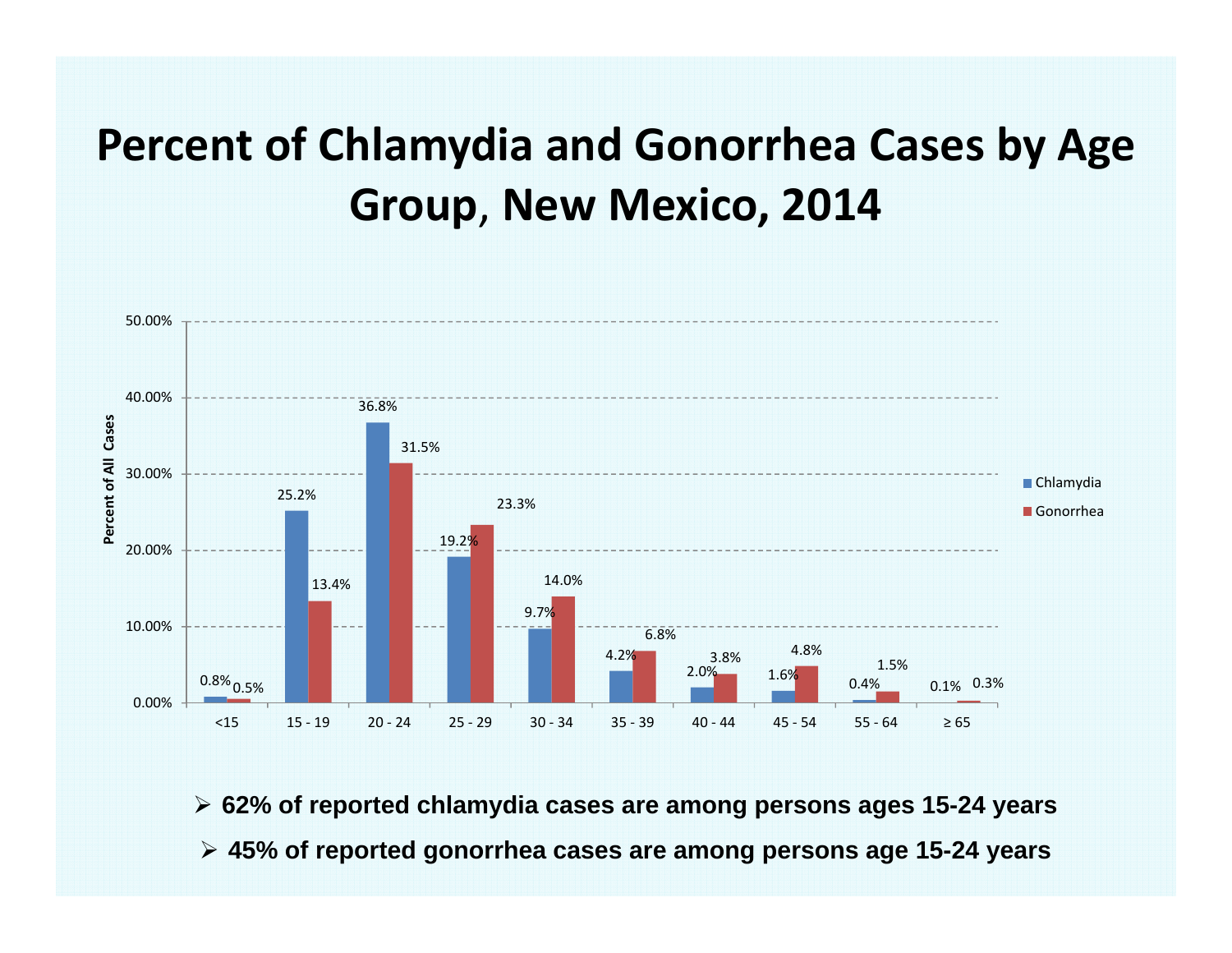# Percent of Chlamydia and Gonorrhea Cases by Age Group, New Mexico, 2014

| Age Group | Chlamydia | Gonorrhea |
|---|---|---|
| <15 | 0.8% | 0.5% |
| 15 - 19 | 25.2% | 13.4% |
| 20 - 24 | 36.8% | 31.5% |
| 25 - 29 | 19.2% | 23.3% |
| 30 - 34 | 9.7% | 14.0% |
| 35 - 39 | 4.2% | 6.8% |
| 40 - 44 | 2.0% | 3.8% |
| 45 - 54 | 1.6% | 4.8% |
| 55 - 64 | 0.4% | 1.5% |
| ≥ 65 | 0.1% | 0.3% |

- **62% of reported chlamydia cases are among persons ages 15-24 years**
- **45% of reported gonorrhea cases are among persons age 15-24 years**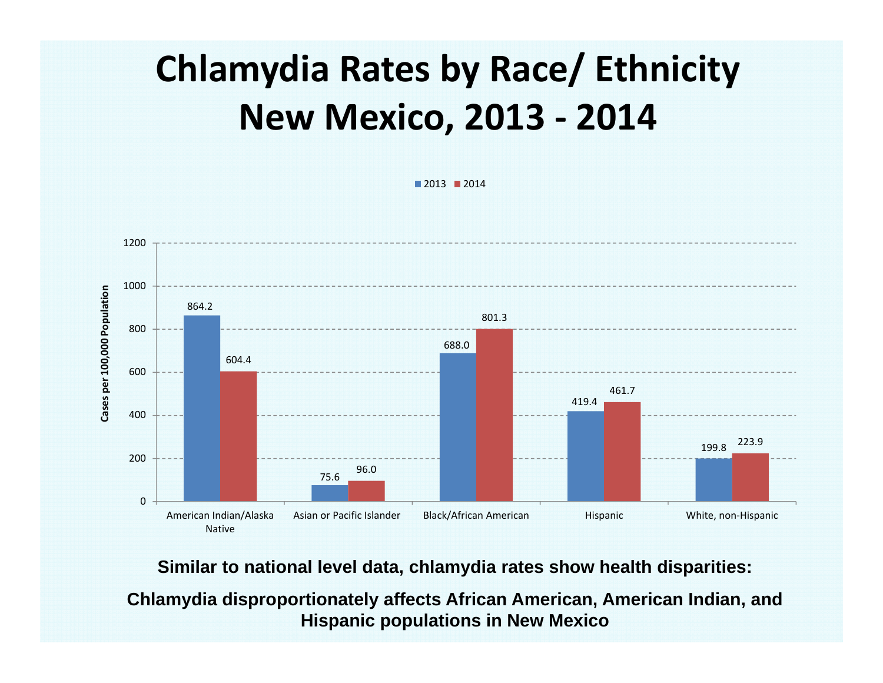# Chlamydia Rates by Race/ Ethnicity New Mexico, 2013 - 2014

| Race/Ethnicity | 2013 | 2014 |
|---|---|---|
| American Indian/Alaska Native | 864.2 | 604.4 |
| Asian or Pacific Islander | 75.6 | 96.0 |
| Black/African American | 688.0 | 801.3 |
| Hispanic | 419.4 | 461.7 |
| White, non-Hispanic | 199.8 | 223.9 |

Cases per 100,000 Population

**Similar to national level data, chlamydia rates show health disparities:**

**Chlamydia disproportionately affects African American, American Indian, and Hispanic populations in New Mexico**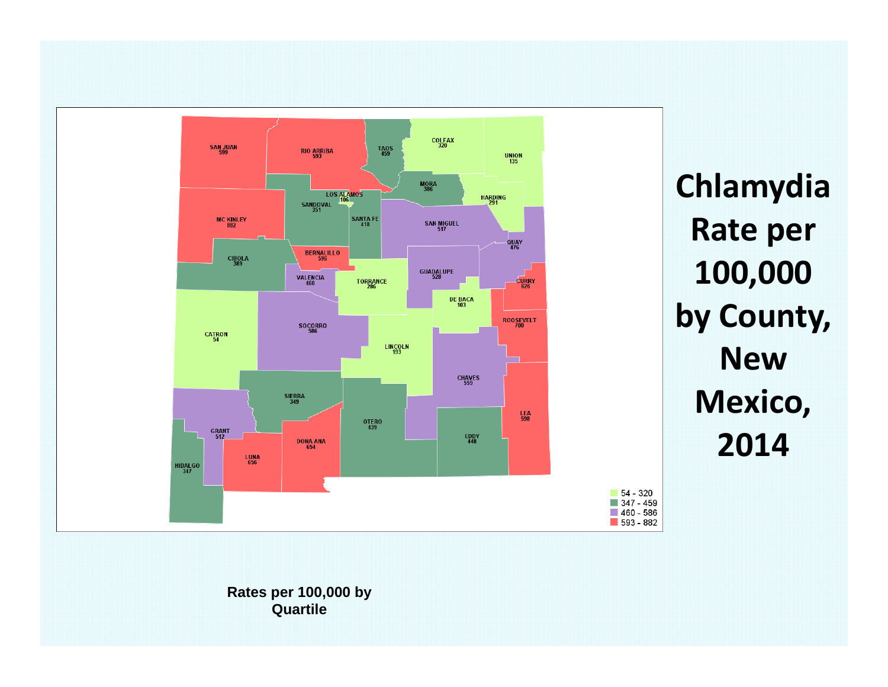# Chlamydia Rate per 100,000 by County, New Mexico, 2014

SAN JUAN 599

RIO ARRIBA 593

TAOS 459

COLFAX 320

UNION 135

MORA 386

HARDING 291

LOS ALAMOS 106

SANDOVAL 351

SANTA FE 418

MC KINLEY 882

SAN MIGUEL 517

QUAY 476

CIBOLA 389

BERNALILLO 596

VALENCIA 460

TORRANCE 286

GUADALUPE 528

CURRY 626

DE BACA 103

ROOSEVELT 700

SOCORRO 586

CATRON 54

LINCOLN 193

CHAVES 559

SIERRA 349

OTERO 439

LEA 598

GRANT 512

EDDY 448

DONA ANA 654

LUNA 656

HIDALGO 347

- 54 - 320
- 347 - 459
- 460 - 586
- 593 - 882

**Rates per 100,000 by Quartile**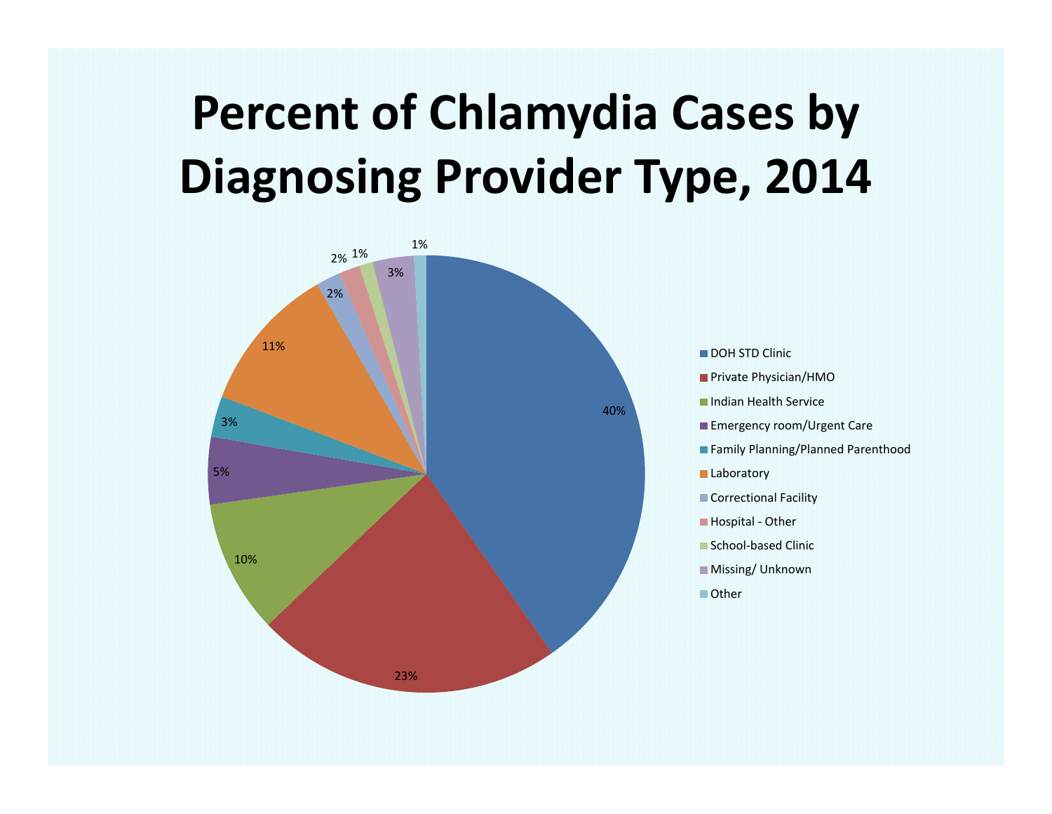# Percent of Chlamydia Cases by Diagnosing Provider Type, 2014

| Diagnosing Provider Type | Percent |
|---|---|
| DOH STD Clinic | 40% |
| Private Physician/HMO | 23% |
| Indian Health Service | 10% |
| Emergency room/Urgent Care | 5% |
| Family Planning/Planned Parenthood | 3% |
| Laboratory | 11% |
| Correctional Facility | 2% |
| Hospital - Other | 2% |
| School-based Clinic | 1% |
| Missing/ Unknown | 3% |
| Other | 1% |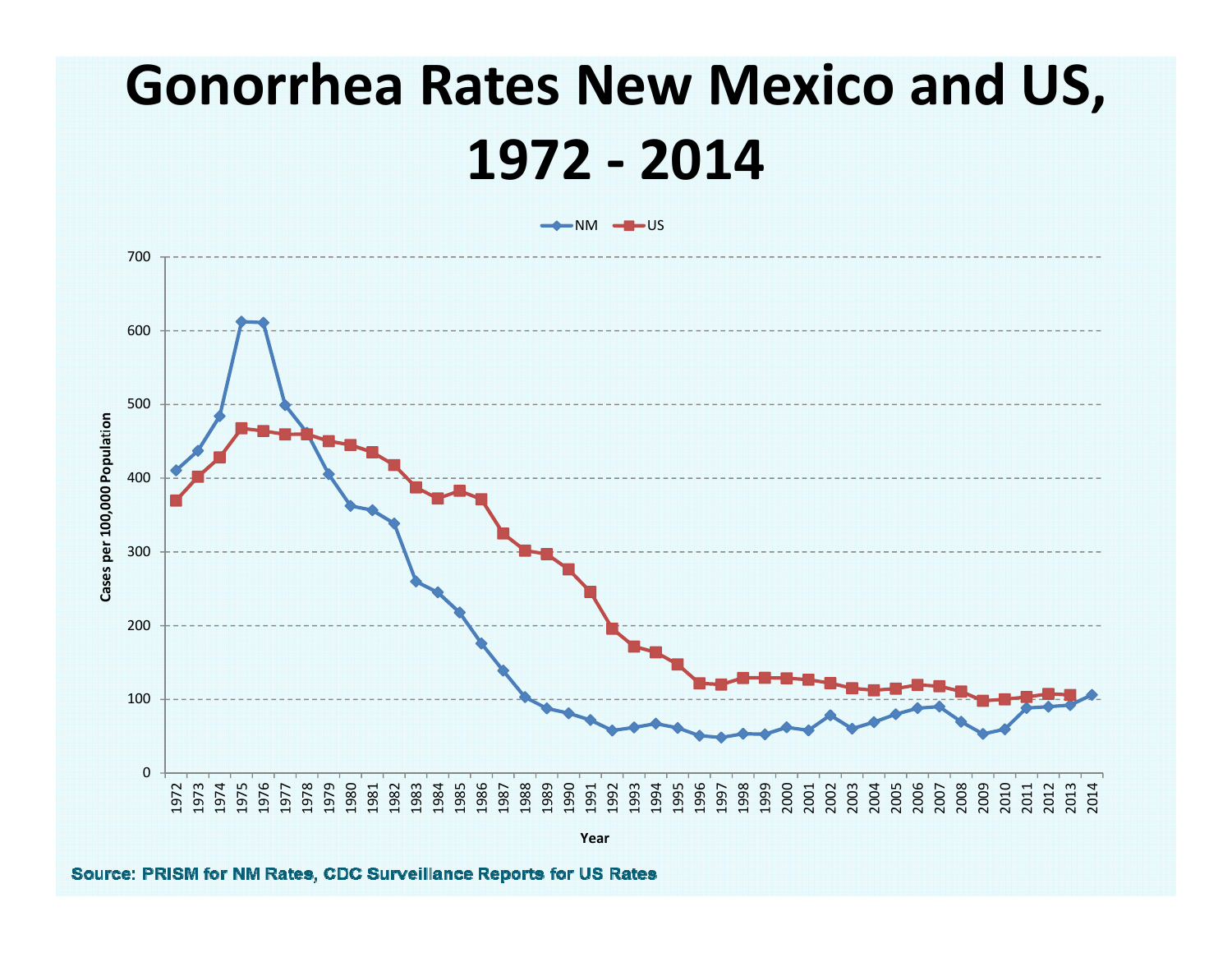# Gonorrhea Rates New Mexico and US, 1972 - 2014

Source: PRISM for NM Rates, CDC Surveillance Reports for US Rates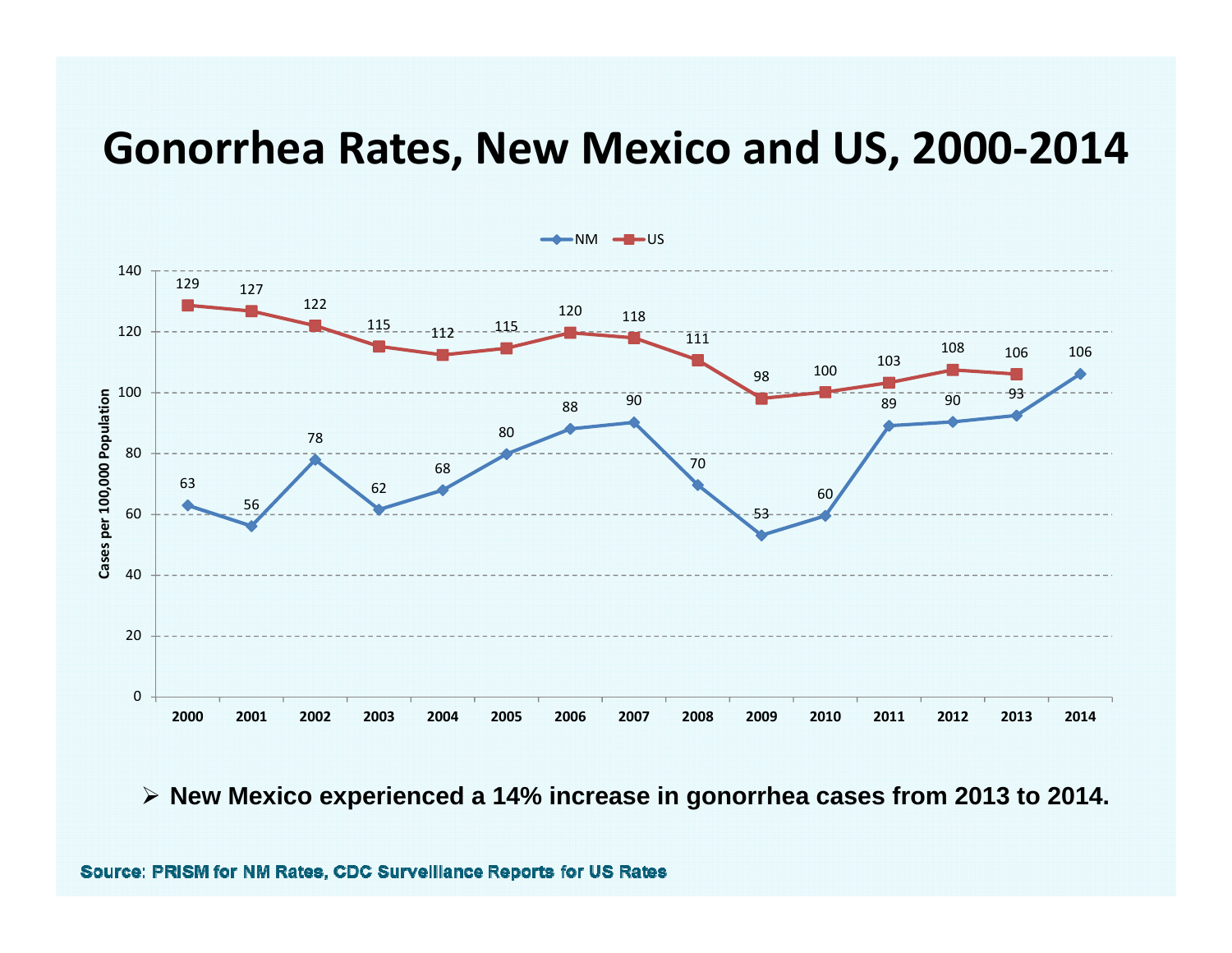# Gonorrhea Rates, New Mexico and US, 2000-2014

| Year | NM | US |
|---|---|---|
| 2000 | 63 | 129 |
| 2001 | 56 | 127 |
| 2002 | 78 | 122 |
| 2003 | 62 | 115 |
| 2004 | 68 | 112 |
| 2005 | 80 | 115 |
| 2006 | 88 | 120 |
| 2007 | 90 | 118 |
| 2008 | 70 | 111 |
| 2009 | 53 | 98 |
| 2010 | 60 | 100 |
| 2011 | 89 | 103 |
| 2012 | 90 | 108 |
| 2013 | 93 | 106 |
| 2014 | 106 | |

Cases per 100,000 Population

- **New Mexico experienced a 14% increase in gonorrhea cases from 2013 to 2014.**

**Source: PRISM for NM Rates, CDC Surveillance Reports for US Rates**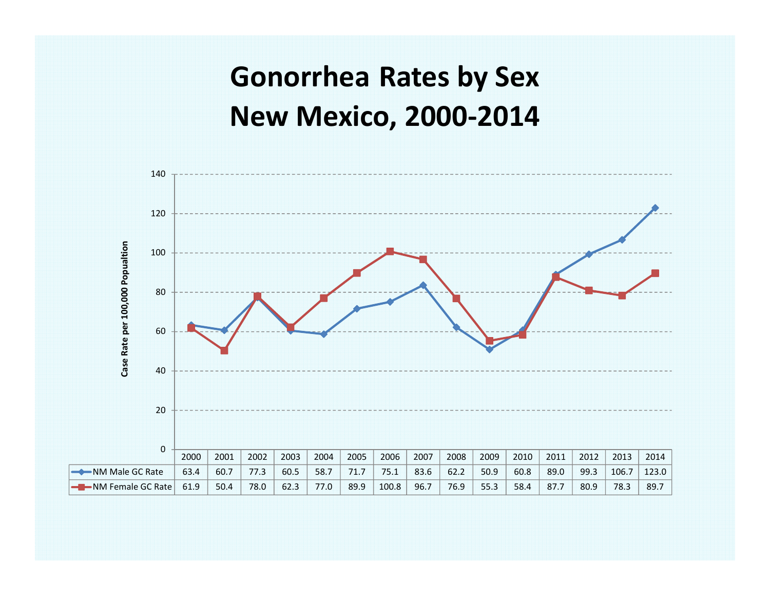# Gonorrhea Rates by Sex
# New Mexico, 2000-2014

Case Rate per 100,000 Population

| | 2000 | 2001 | 2002 | 2003 | 2004 | 2005 | 2006 | 2007 | 2008 | 2009 | 2010 | 2011 | 2012 | 2013 | 2014 |
|---|---|---|---|---|---|---|---|---|---|---|---|---|---|---|---|
| NM Male GC Rate | 63.4 | 60.7 | 77.3 | 60.5 | 58.7 | 71.7 | 75.1 | 83.6 | 62.2 | 50.9 | 60.8 | 89.0 | 99.3 | 106.7 | 123.0 |
| NM Female GC Rate | 61.9 | 50.4 | 78.0 | 62.3 | 77.0 | 89.9 | 100.8 | 96.7 | 76.9 | 55.3 | 58.4 | 87.7 | 80.9 | 78.3 | 89.7 |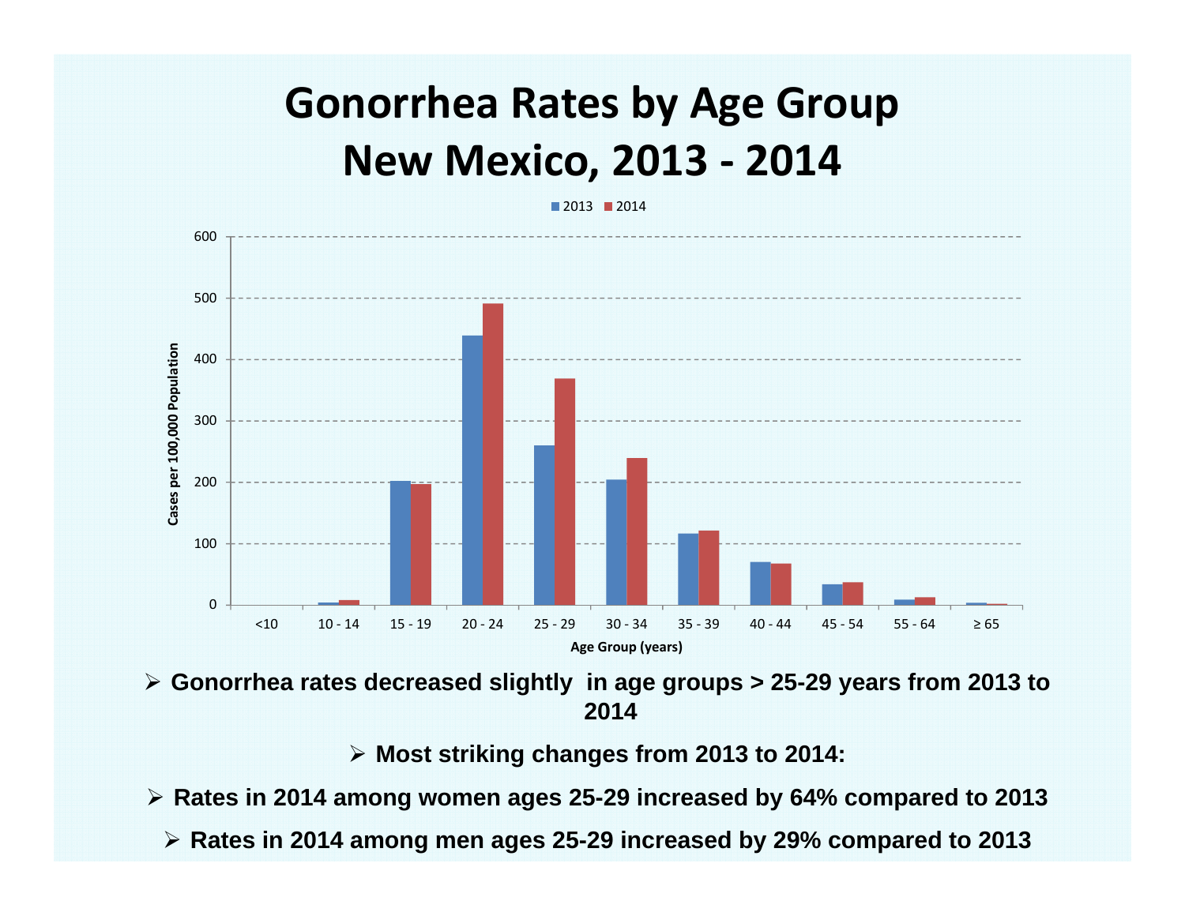# Gonorrhea Rates by Age Group New Mexico, 2013 - 2014

- Gonorrhea rates decreased slightly in age groups > 25-29 years from 2013 to 2014
- Most striking changes from 2013 to 2014:
- Rates in 2014 among women ages 25-29 increased by 64% compared to 2013
- Rates in 2014 among men ages 25-29 increased by 29% compared to 2013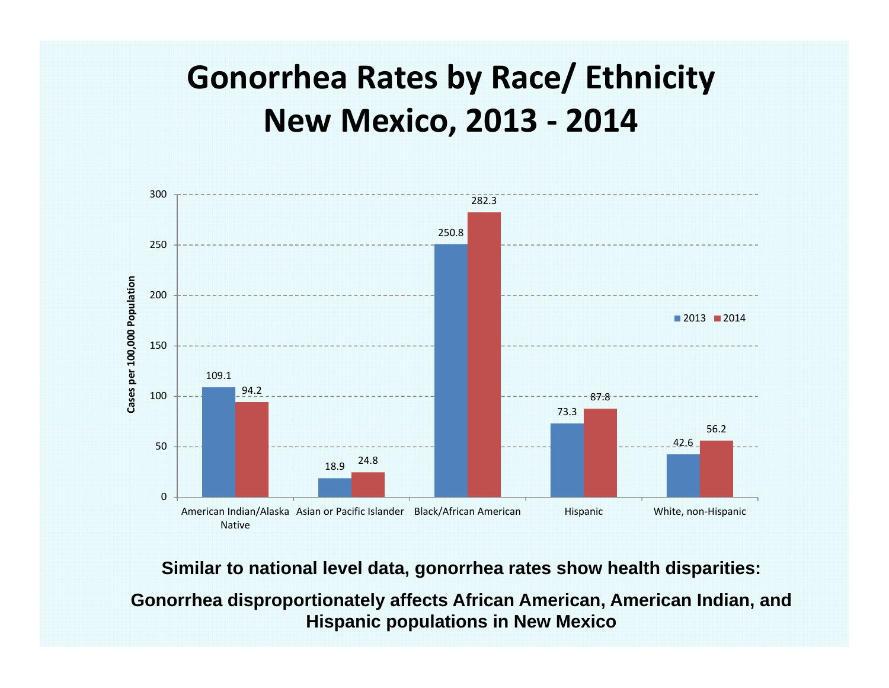# Gonorrhea Rates by Race/ Ethnicity New Mexico, 2013 - 2014

| Race/Ethnicity | 2013 | 2014 |
|---|---|---|
| American Indian/Alaska Native | 109.1 | 94.2 |
| Asian or Pacific Islander | 18.9 | 24.8 |
| Black/African American | 250.8 | 282.3 |
| Hispanic | 73.3 | 87.8 |
| White, non-Hispanic | 42.6 | 56.2 |

Cases per 100,000 Population

**Similar to national level data, gonorrhea rates show health disparities:**

**Gonorrhea disproportionately affects African American, American Indian, and Hispanic populations in New Mexico**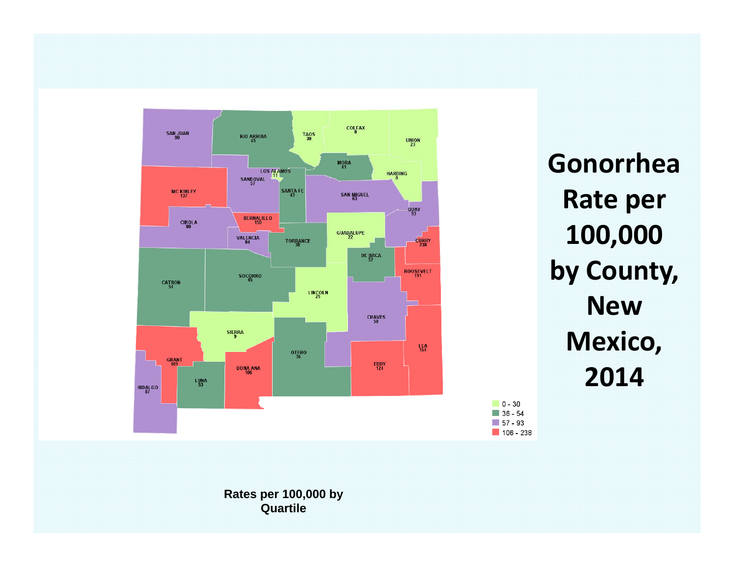# Gonorrhea Rate per 100,000 by County, New Mexico, 2014

| County | Rate |
| --- | --- |
| SAN JUAN | 90 |
| RIO ARRIBA | 45 |
| TAOS | 30 |
| COLFAX | 8 |
| UNION | 23 |
| MORA | 41 |
| HARDING | 0 |
| LOS ALAMOS | 11 |
| SANDOVAL | 57 |
| SANTA FE | 43 |
| SAN MIGUEL | 63 |
| MC KINLEY | 137 |
| QUAY | 93 |
| BERNALILLO | 150 |
| CIBOLA | 80 |
| VALENCIA | 84 |
| TORRANCE | 38 |
| GUADALUPE | 22 |
| CURRY | 238 |
| DE BACA | 52 |
| ROOSEVELT | 191 |
| CATRON | 54 |
| SOCORRO | 45 |
| LINCOLN | 25 |
| CHAVES | 58 |
| SIERRA | 9 |
| OTERO | 36 |
| LEA | 164 |
| GRANT | 109 |
| DONA ANA | 106 |
| EDDY | 124 |
| LUNA | 53 |
| HIDALGO | 87 |

Legend:
- 0 - 30
- 36 - 54
- 57 - 93
- 106 - 238

**Rates per 100,000 by Quartile**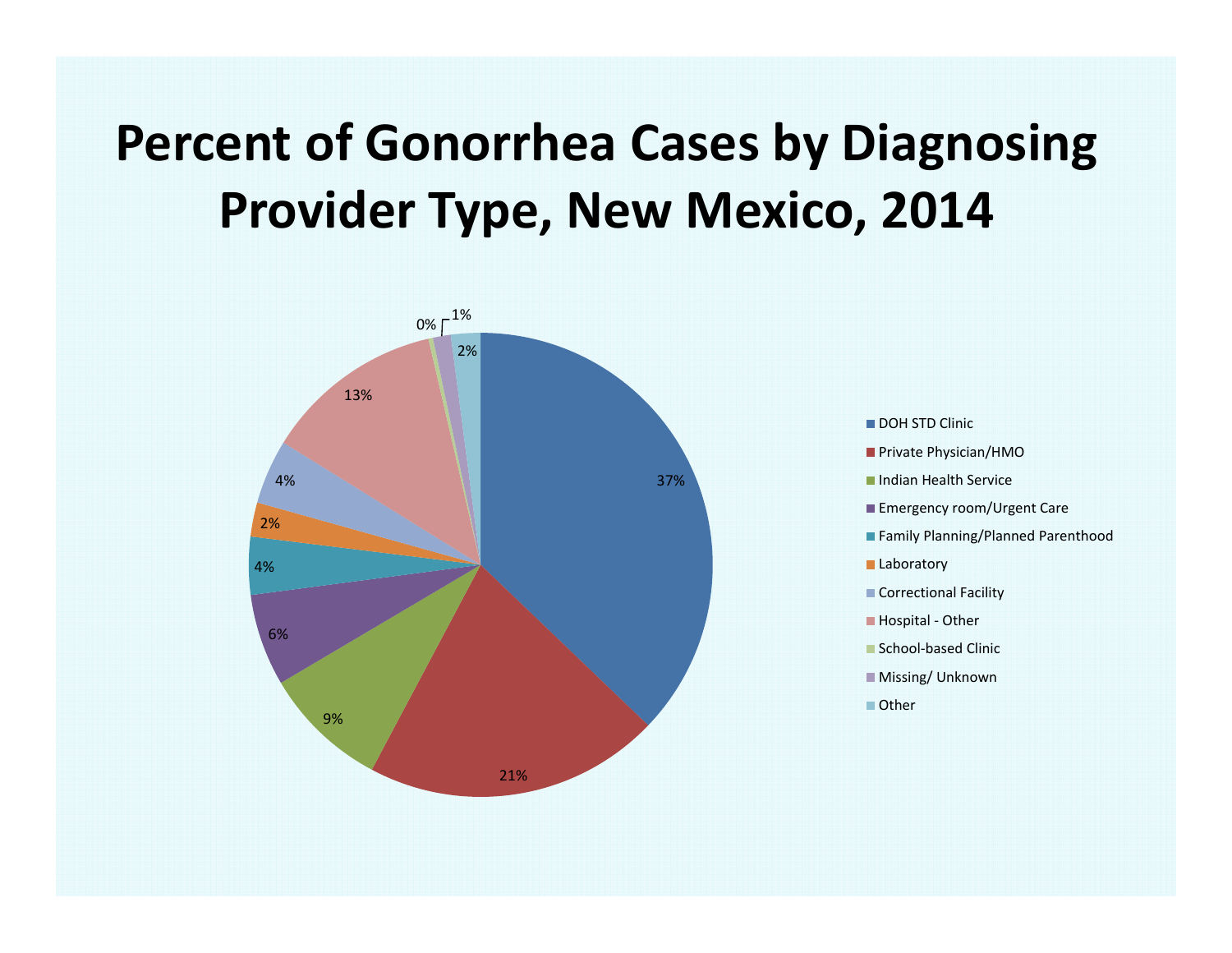# Percent of Gonorrhea Cases by Diagnosing Provider Type, New Mexico, 2014

| Provider Type | Percent |
| --- | --- |
| DOH STD Clinic | 37% |
| Private Physician/HMO | 21% |
| Indian Health Service | 9% |
| Emergency room/Urgent Care | 6% |
| Family Planning/Planned Parenthood | 4% |
| Laboratory | 2% |
| Correctional Facility | 4% |
| Hospital - Other | 13% |
| School-based Clinic | 0% |
| Missing/ Unknown | 1% |
| Other | 2% |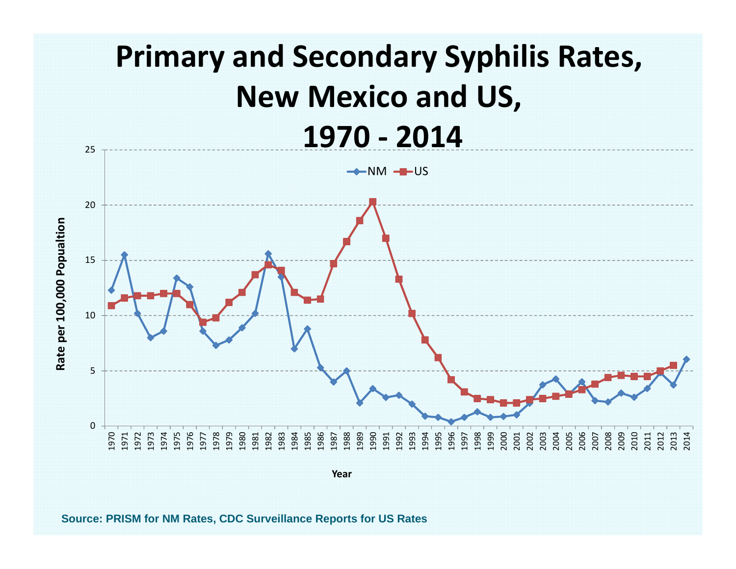# Primary and Secondary Syphilis Rates, New Mexico and US, 1970 - 2014

Source: PRISM for NM Rates, CDC Surveillance Reports for US Rates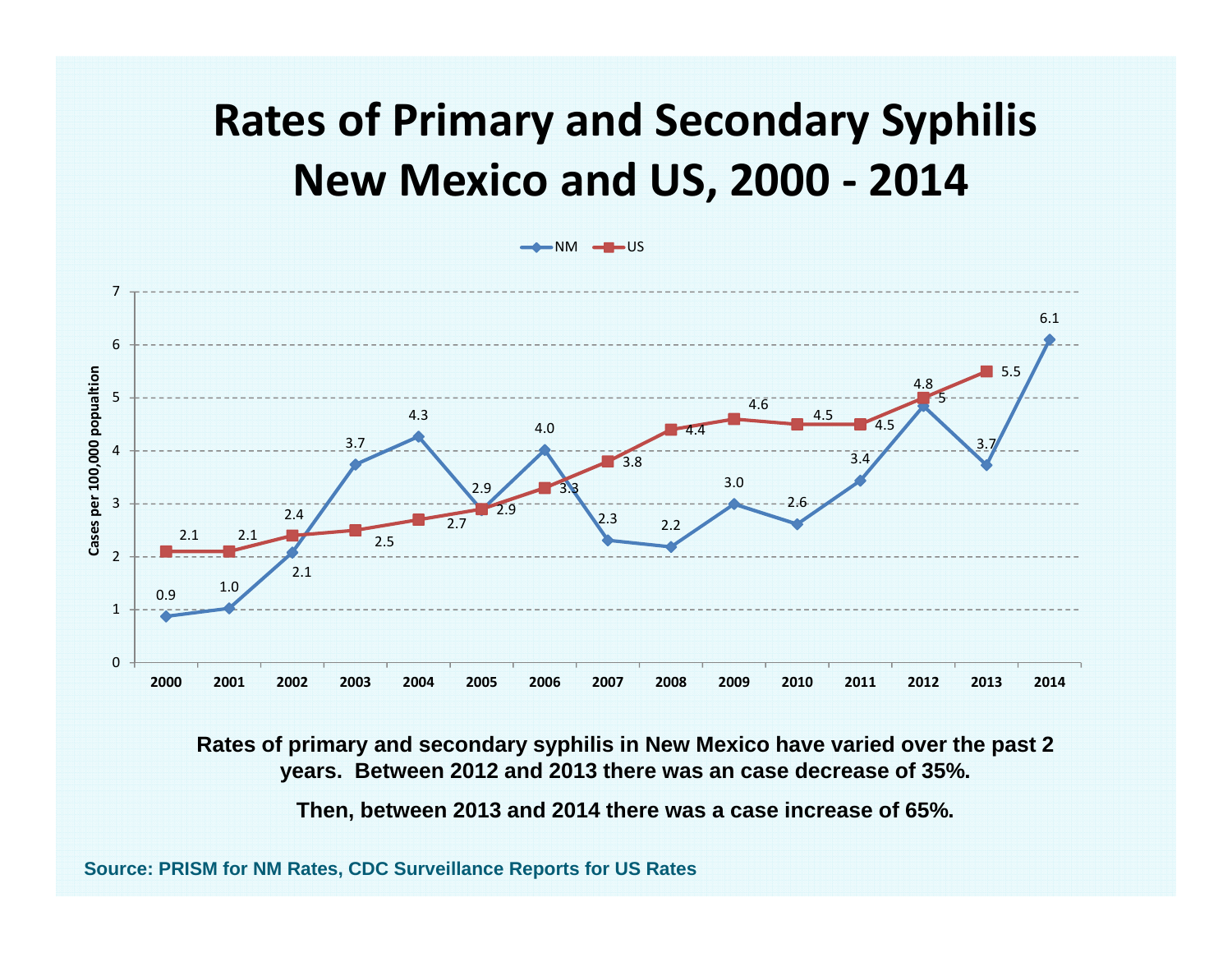# Rates of Primary and Secondary Syphilis New Mexico and US, 2000 - 2014

| Year | NM | US |
|---|---|---|
| 2000 | 0.9 | 2.1 |
| 2001 | 1.0 | 2.1 |
| 2002 | 2.1 | 2.4 |
| 2003 | 3.7 | 2.5 |
| 2004 | 4.3 | 2.7 |
| 2005 | 2.9 | 2.9 |
| 2006 | 4.0 | 3.3 |
| 2007 | 2.3 | 3.8 |
| 2008 | 2.2 | 4.4 |
| 2009 | 3.0 | 4.6 |
| 2010 | 2.6 | 4.5 |
| 2011 | 3.4 | 4.5 |
| 2012 | 4.8 | 5 |
| 2013 | 3.7 | 5.5 |
| 2014 | 6.1 | |

Cases per 100,000 popualtion

**Rates of primary and secondary syphilis in New Mexico have varied over the past 2 years. Between 2012 and 2013 there was an case decrease of 35%.**

**Then, between 2013 and 2014 there was a case increase of 65%.**

**Source: PRISM for NM Rates, CDC Surveillance Reports for US Rates**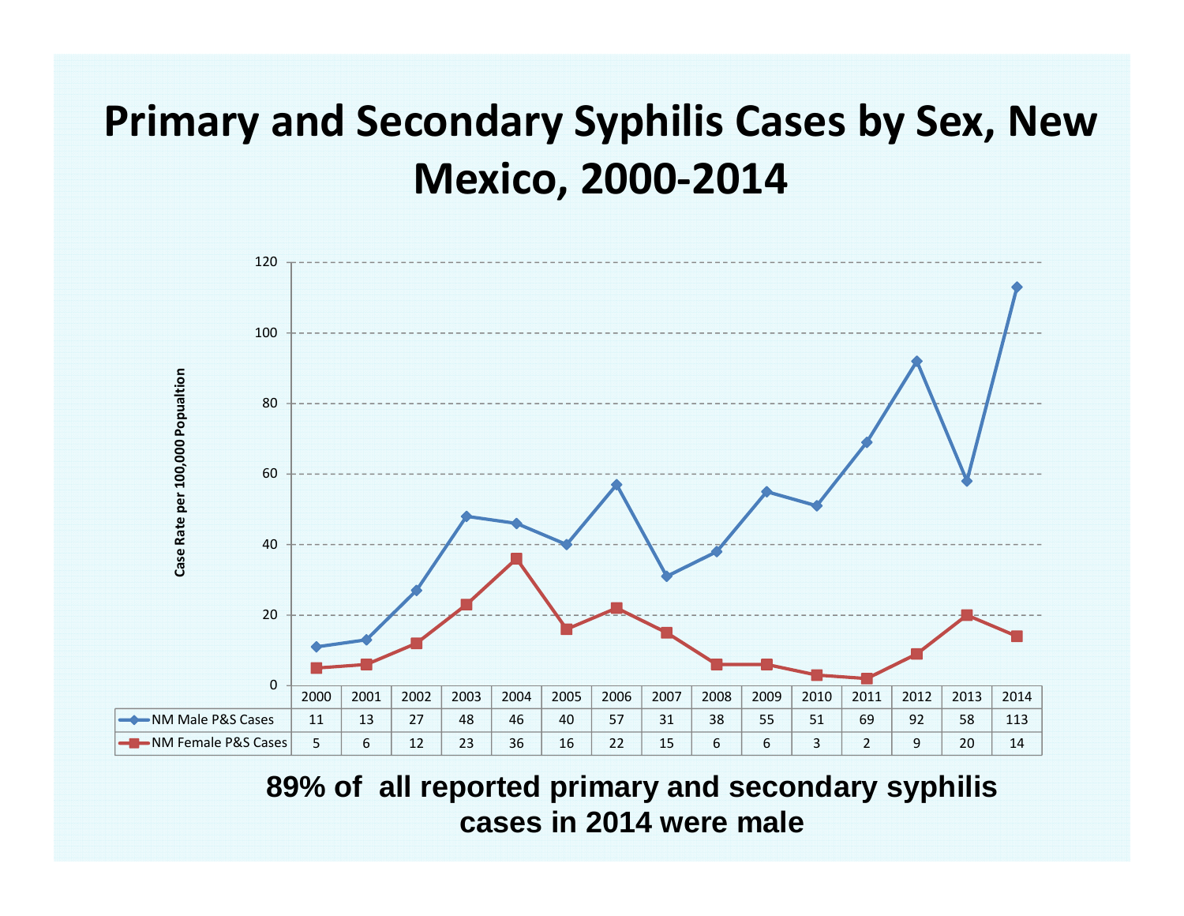# Primary and Secondary Syphilis Cases by Sex, New Mexico, 2000-2014

| | 2000 | 2001 | 2002 | 2003 | 2004 | 2005 | 2006 | 2007 | 2008 | 2009 | 2010 | 2011 | 2012 | 2013 | 2014 |
|---|---|---|---|---|---|---|---|---|---|---|---|---|---|---|---|
| NM Male P&S Cases | 11 | 13 | 27 | 48 | 46 | 40 | 57 | 31 | 38 | 55 | 51 | 69 | 92 | 58 | 113 |
| NM Female P&S Cases | 5 | 6 | 12 | 23 | 36 | 16 | 22 | 15 | 6 | 6 | 3 | 2 | 9 | 20 | 14 |

Case Rate per 100,000 Popualtion

**89% of all reported primary and secondary syphilis cases in 2014 were male**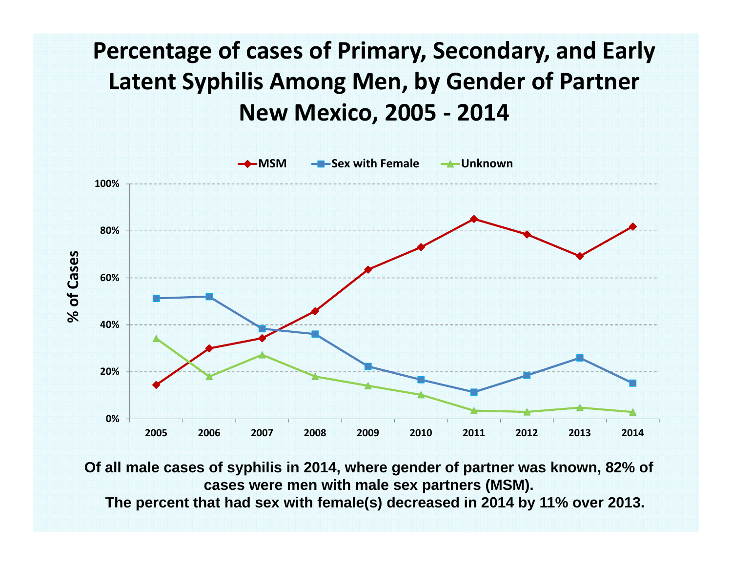# Percentage of cases of Primary, Secondary, and Early Latent Syphilis Among Men, by Gender of Partner New Mexico, 2005 - 2014

**Of all male cases of syphilis in 2014, where gender of partner was known, 82% of cases were men with male sex partners (MSM).**

**The percent that had sex with female(s) decreased in 2014 by 11% over 2013.**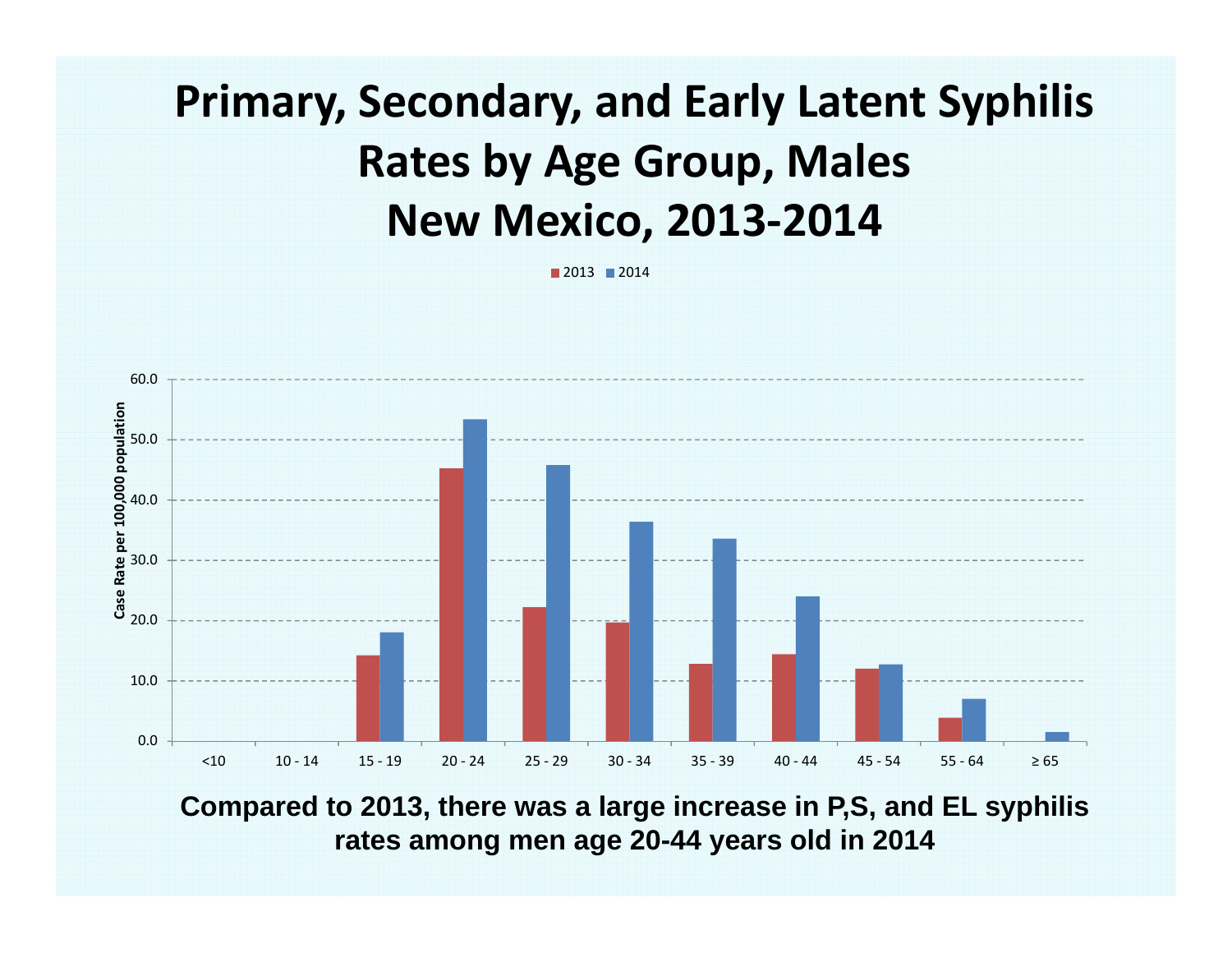# Primary, Secondary, and Early Latent Syphilis Rates by Age Group, Males New Mexico, 2013-2014

**Compared to 2013, there was a large increase in P,S, and EL syphilis rates among men age 20-44 years old in 2014**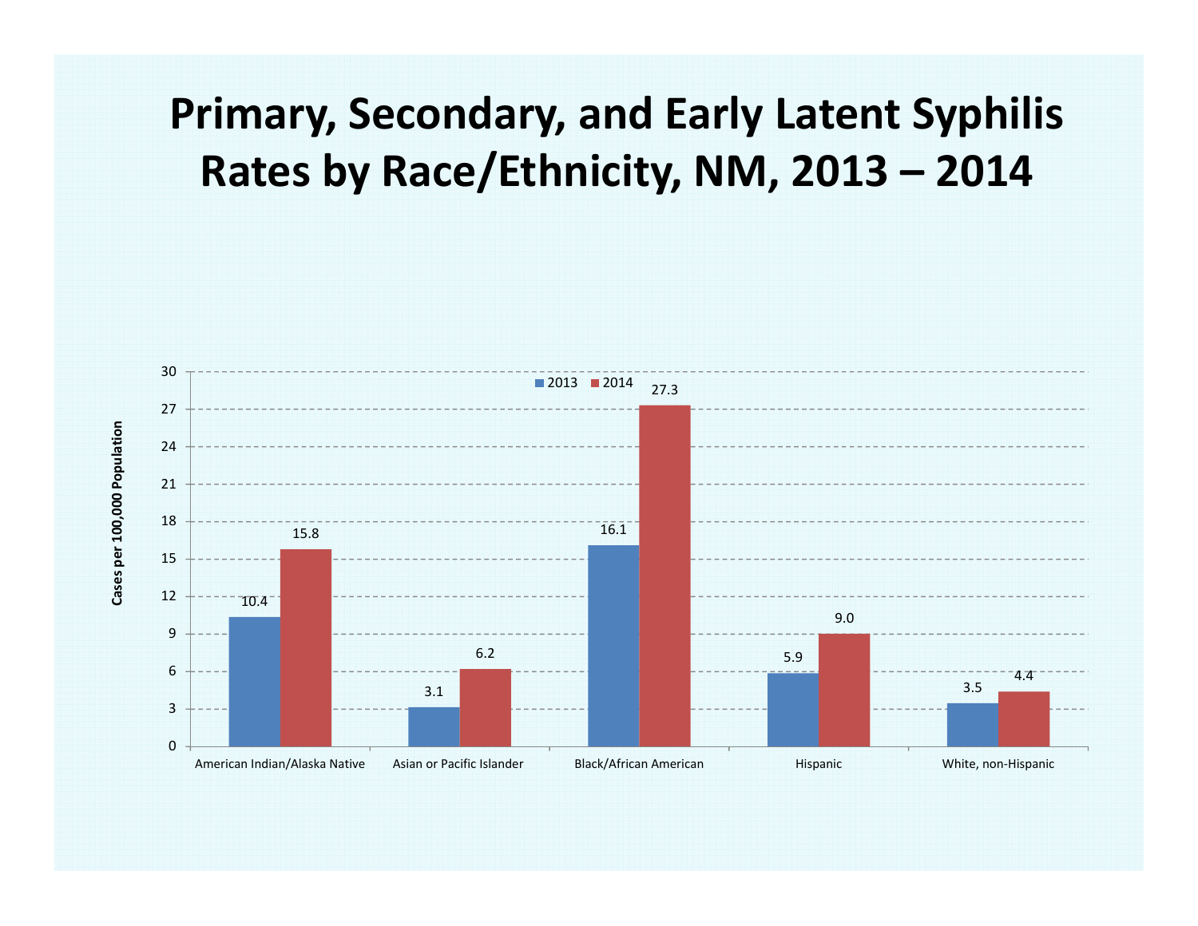# Primary, Secondary, and Early Latent Syphilis Rates by Race/Ethnicity, NM, 2013 – 2014

| Race/Ethnicity | 2013 | 2014 |
|---|---|---|
| American Indian/Alaska Native | 10.4 | 15.8 |
| Asian or Pacific Islander | 3.1 | 6.2 |
| Black/African American | 16.1 | 27.3 |
| Hispanic | 5.9 | 9.0 |
| White, non-Hispanic | 3.5 | 4.4 |

Cases per 100,000 Population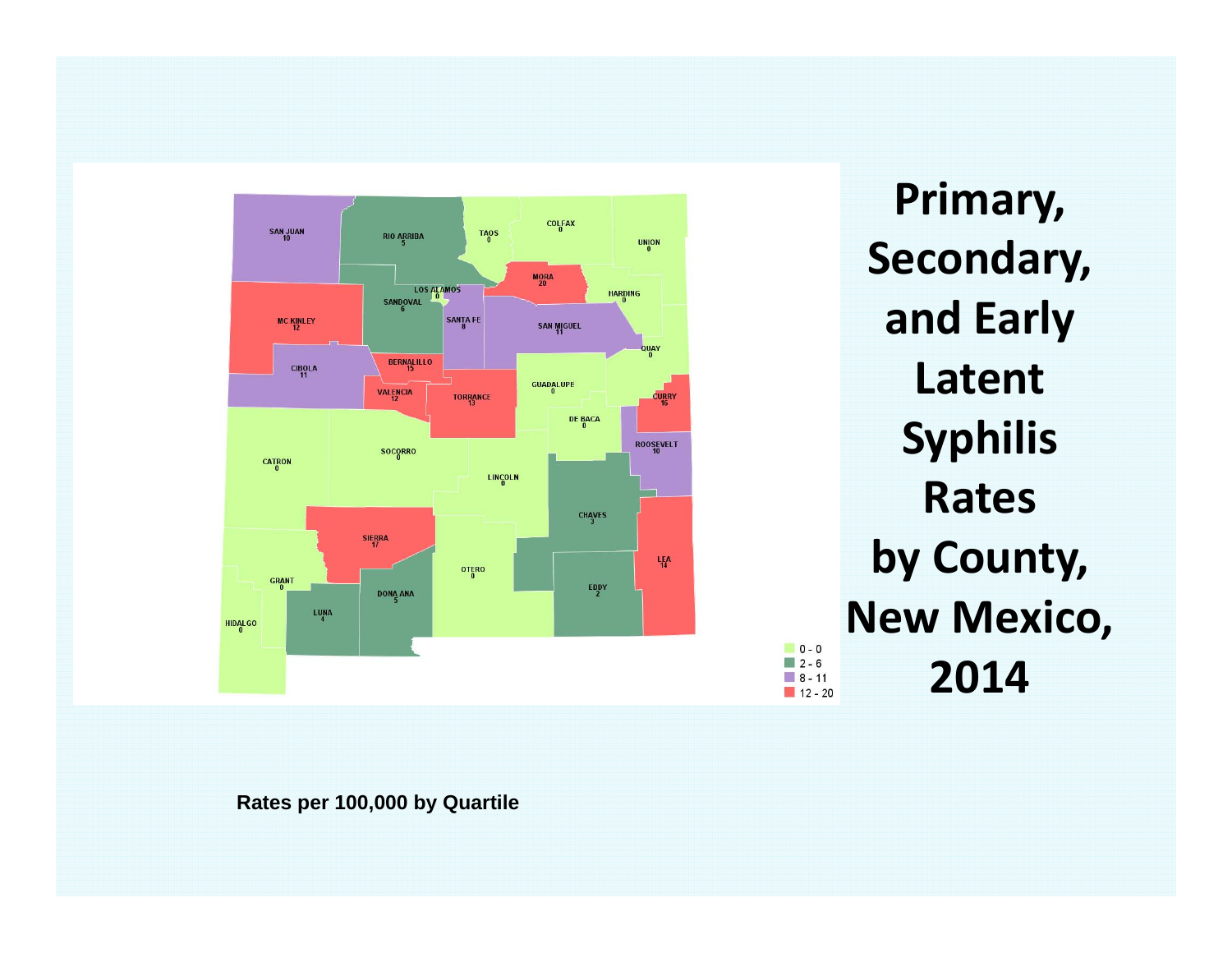# Primary, Secondary, and Early Latent Syphilis Rates by County, New Mexico, 2014

| County | Rate |
| --- | --- |
| SAN JUAN | 10 |
| RIO ARRIBA | 5 |
| TAOS | 0 |
| COLFAX | 0 |
| UNION | 0 |
| MORA | 20 |
| HARDING | 0 |
| LOS ALAMOS | 0 |
| SANDOVAL | 6 |
| SANTA FE | 8 |
| SAN MIGUEL | 11 |
| MC KINLEY | 12 |
| QUAY | 0 |
| CIBOLA | 11 |
| BERNALILLO | 15 |
| VALENCIA | 12 |
| TORRANCE | 13 |
| GUADALUPE | 0 |
| CURRY | 16 |
| DE BACA | 0 |
| ROOSEVELT | 10 |
| CATRON | 0 |
| SOCORRO | 0 |
| LINCOLN | 0 |
| CHAVES | 3 |
| SIERRA | 17 |
| LEA | 14 |
| OTERO | 0 |
| GRANT | 0 |
| DONA ANA | 5 |
| EDDY | 2 |
| LUNA | 4 |
| HIDALGO | 0 |

Legend:
- 0 - 0
- 2 - 6
- 8 - 11
- 12 - 20

Rates per 100,000 by Quartile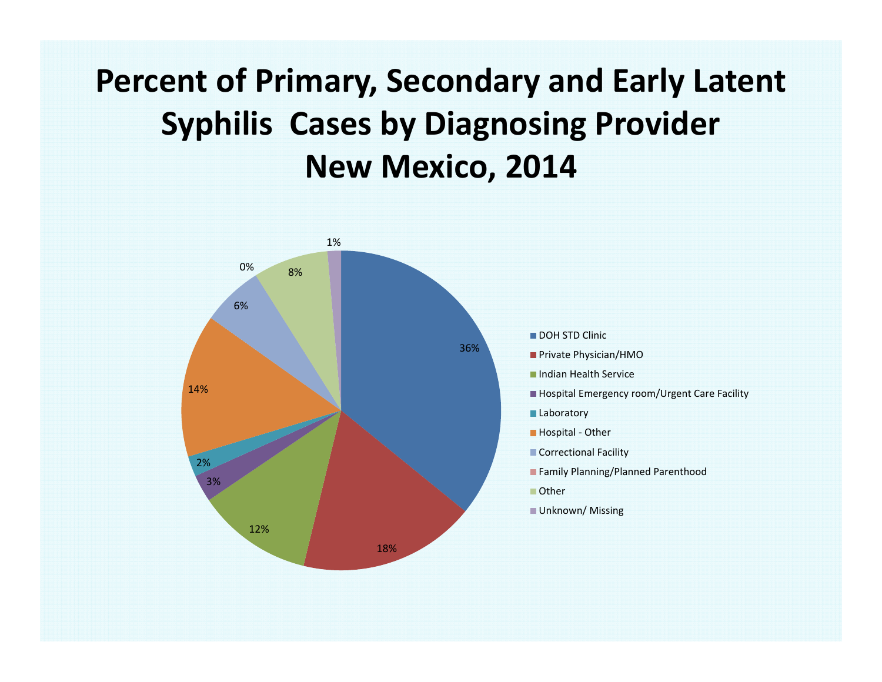# Percent of Primary, Secondary and Early Latent Syphilis Cases by Diagnosing Provider New Mexico, 2014

| Diagnosing Provider | Percent |
| --- | --- |
| DOH STD Clinic | 36% |
| Private Physician/HMO | 18% |
| Indian Health Service | 12% |
| Hospital Emergency room/Urgent Care Facility | 3% |
| Laboratory | 2% |
| Hospital - Other | 14% |
| Correctional Facility | 6% |
| Family Planning/Planned Parenthood | 0% |
| Other | 8% |
| Unknown/ Missing | 1% |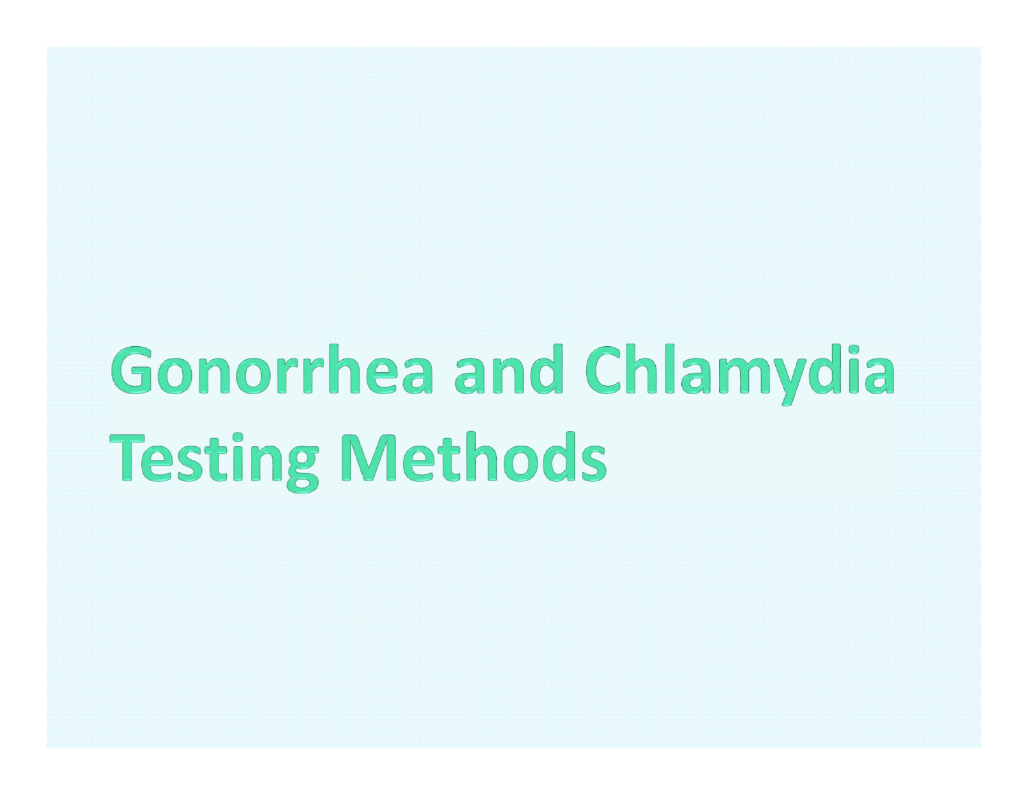# Gonorrhea and Chlamydia Testing Methods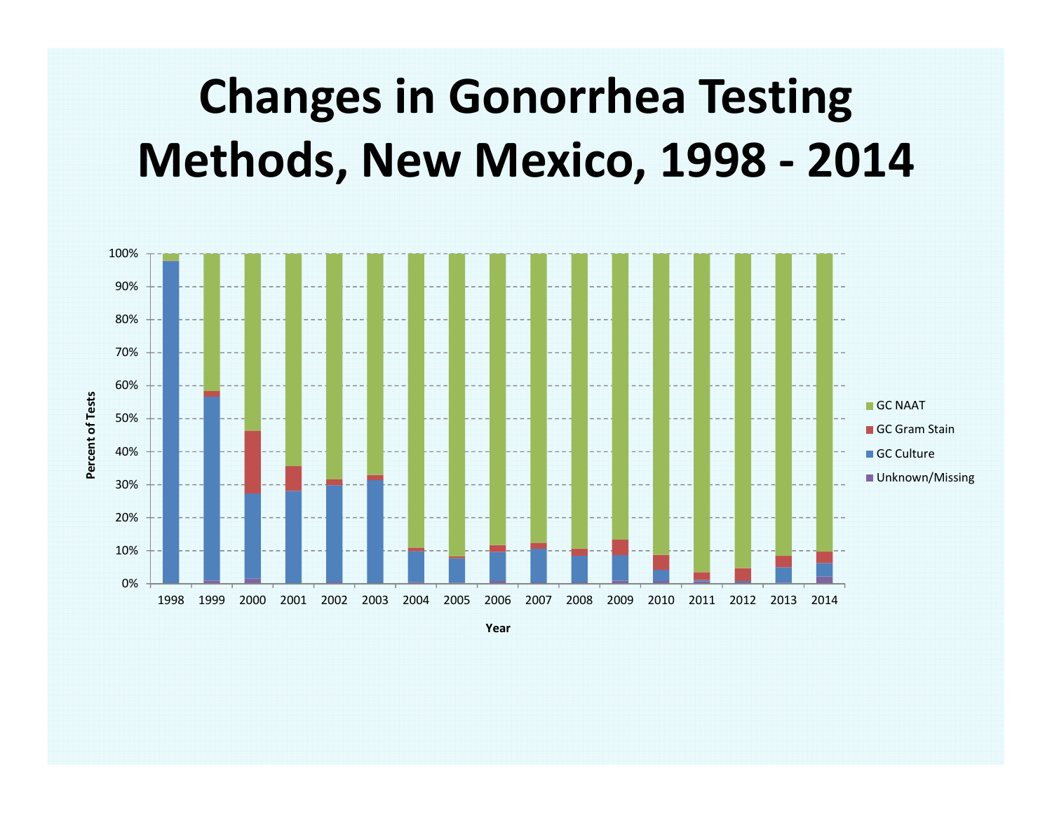# Changes in Gonorrhea Testing Methods, New Mexico, 1998 - 2014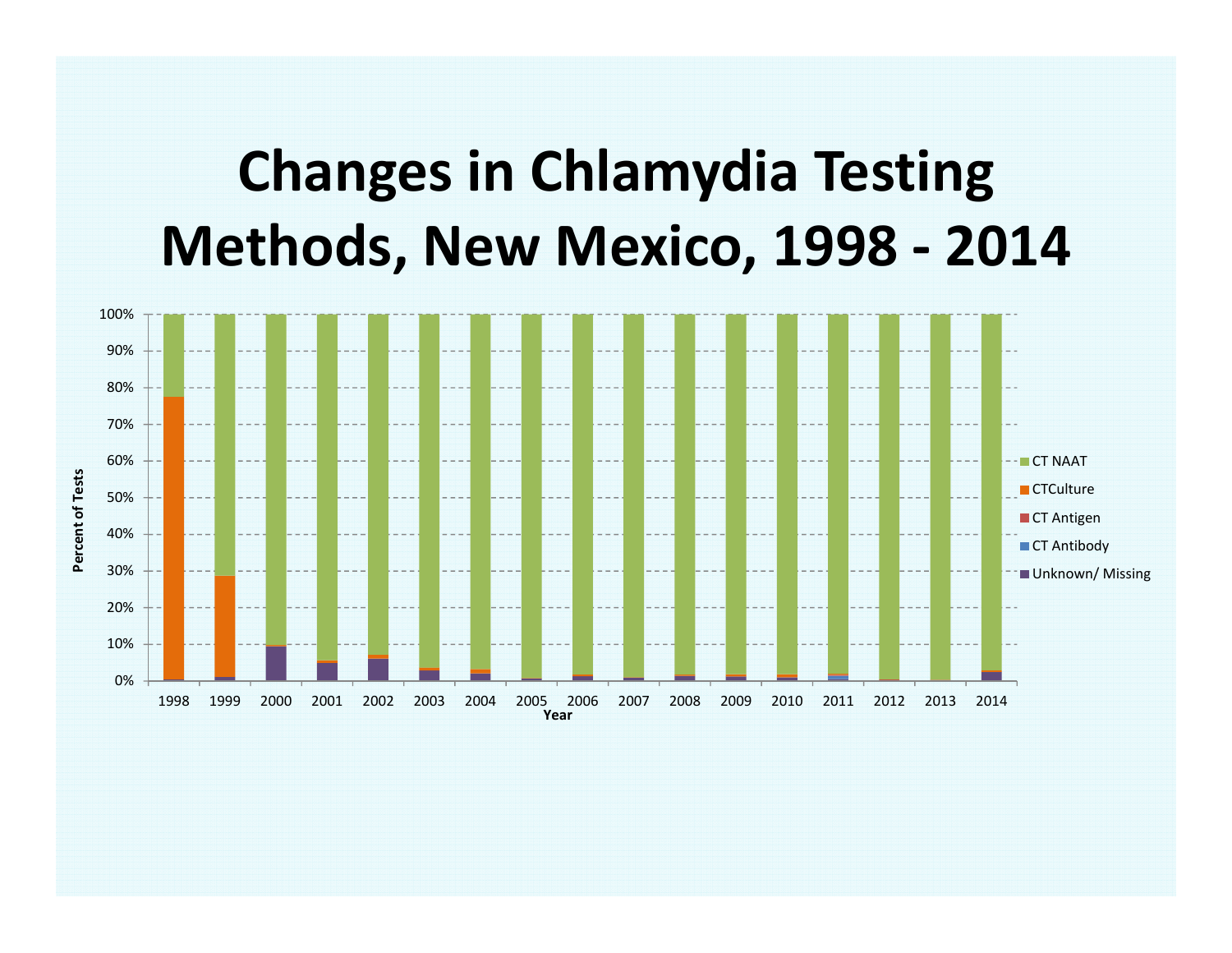# Changes in Chlamydia Testing Methods, New Mexico, 1998 - 2014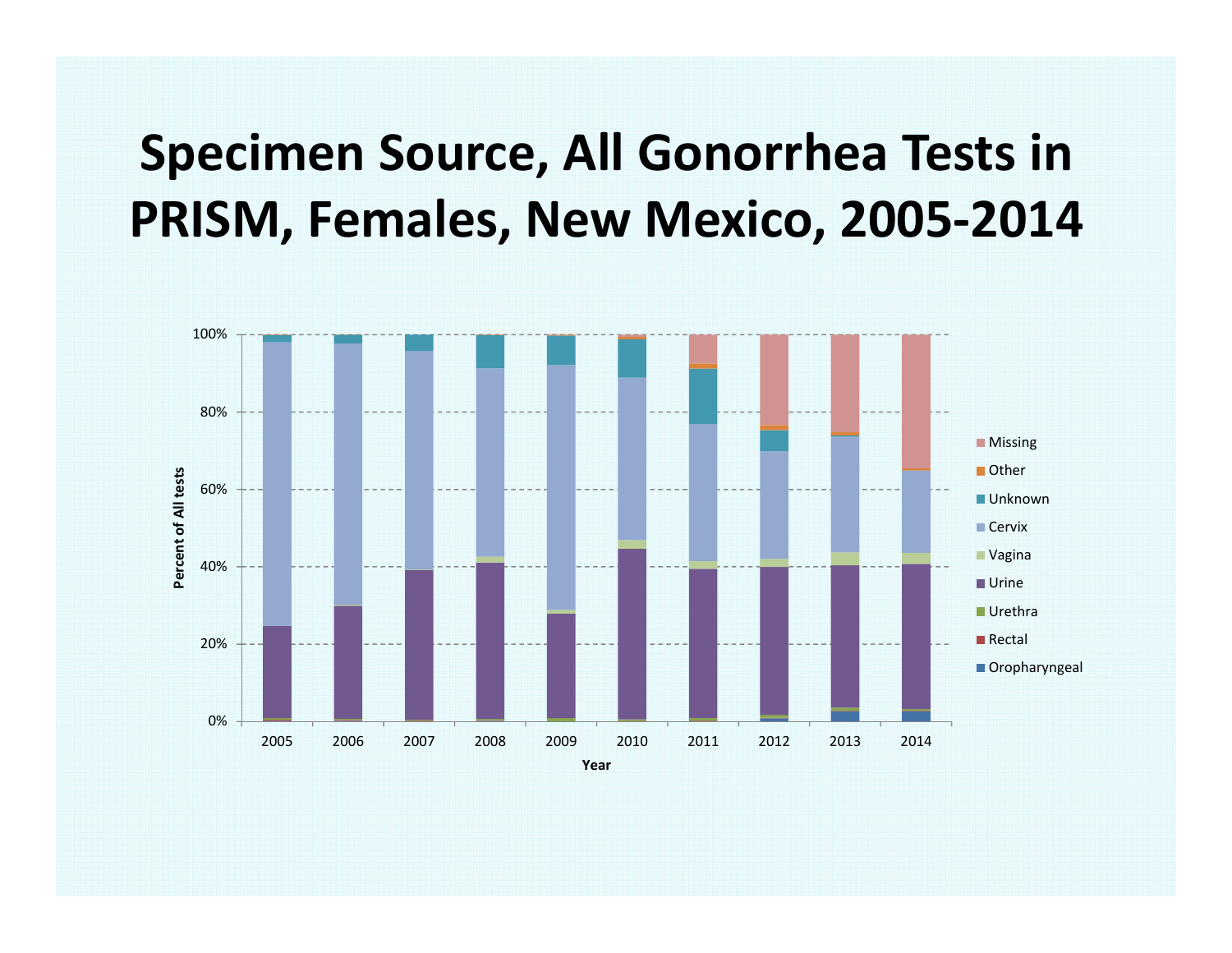# Specimen Source, All Gonorrhea Tests in PRISM, Females, New Mexico, 2005-2014

Percent of All tests

0%, 20%, 40%, 60%, 80%, 100%

2005, 2006, 2007, 2008, 2009, 2010, 2011, 2012, 2013, 2014

Year

- Missing
- Other
- Unknown
- Cervix
- Vagina
- Urine
- Urethra
- Rectal
- Oropharyngeal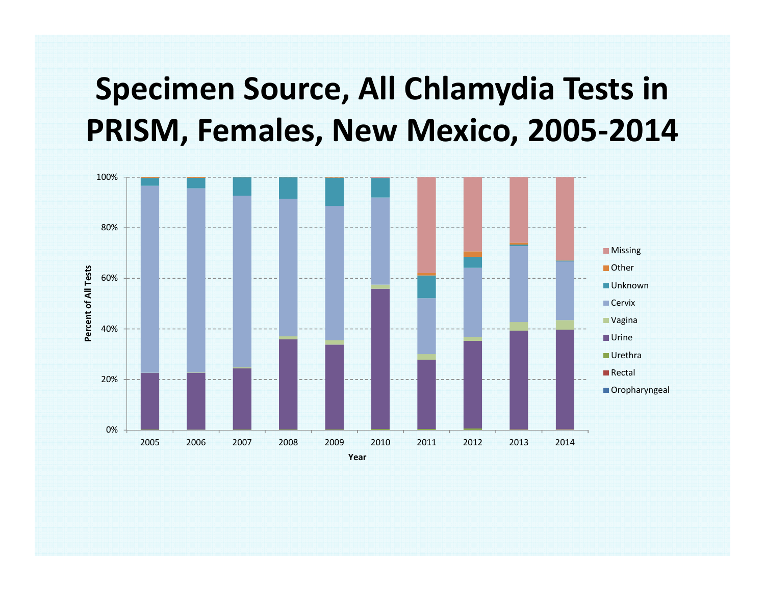# Specimen Source, All Chlamydia Tests in PRISM, Females, New Mexico, 2005-2014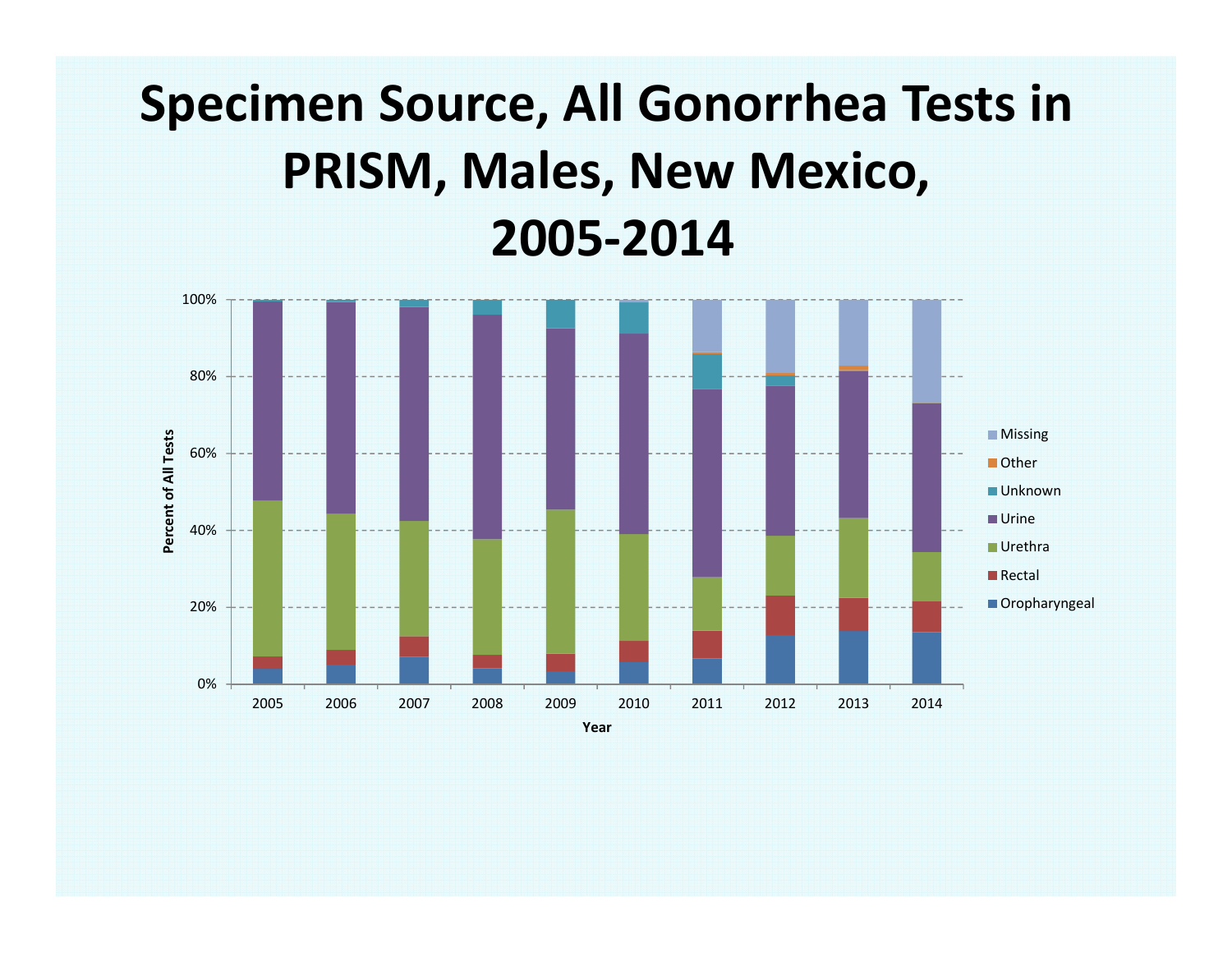# Specimen Source, All Gonorrhea Tests in PRISM, Males, New Mexico, 2005-2014

Percent of All Tests

100%
80%
60%
40%
20%
0%

2005 2006 2007 2008 2009 2010 2011 2012 2013 2014

Year

- Missing
- Other
- Unknown
- Urine
- Urethra
- Rectal
- Oropharyngeal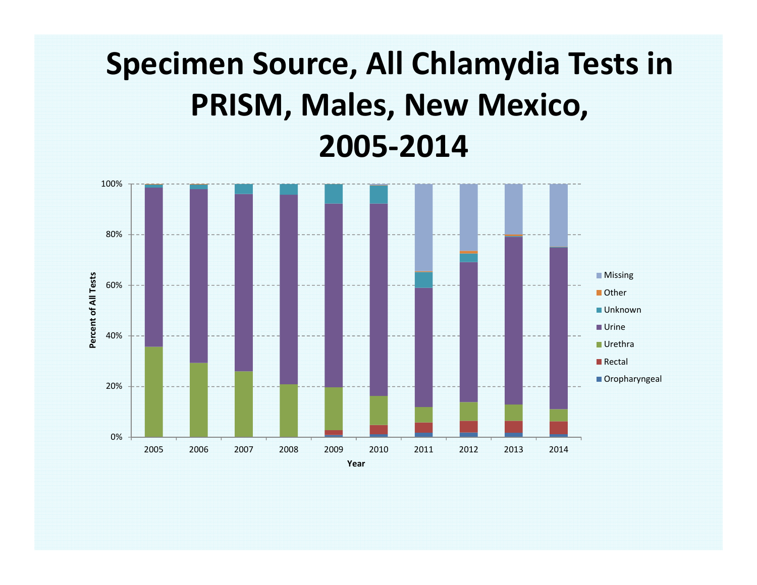# Specimen Source, All Chlamydia Tests in PRISM, Males, New Mexico, 2005-2014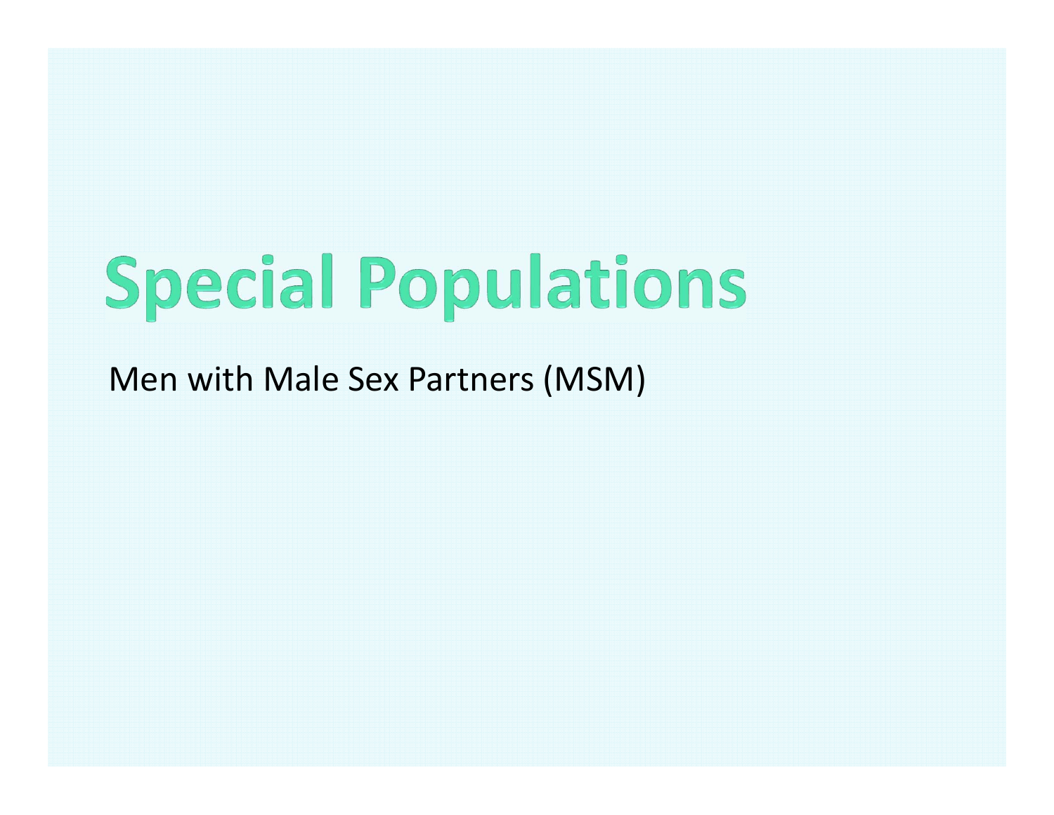# Special Populations

Men with Male Sex Partners (MSM)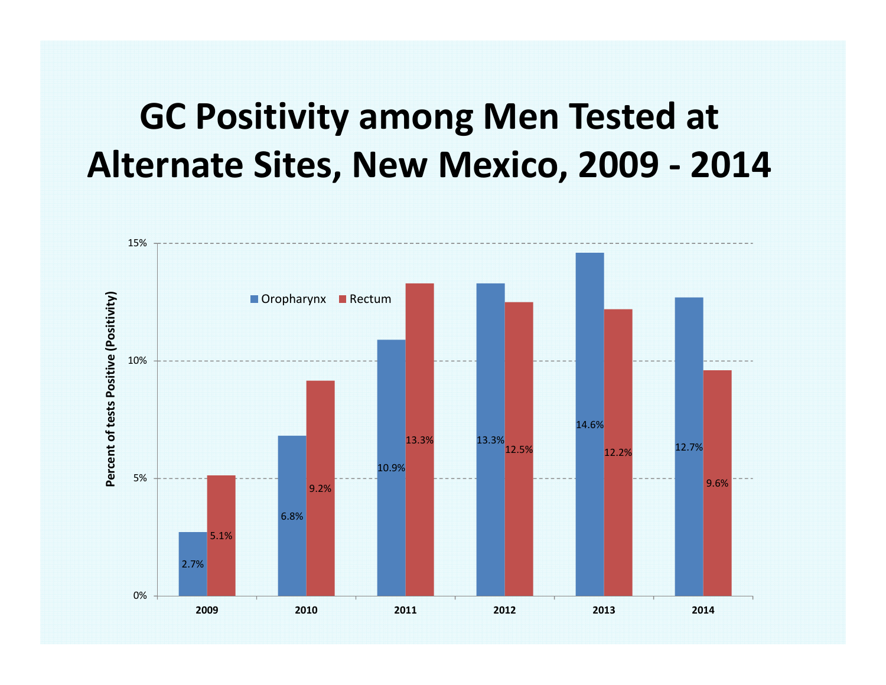# GC Positivity among Men Tested at Alternate Sites, New Mexico, 2009 - 2014

| Year | Oropharynx | Rectum |
| --- | --- | --- |
| 2009 | 2.7% | 5.1% |
| 2010 | 6.8% | 9.2% |
| 2011 | 10.9% | 13.3% |
| 2012 | 13.3% | 12.5% |
| 2013 | 14.6% | 12.2% |
| 2014 | 12.7% | 9.6% |

Percent of tests Positive (Positivity)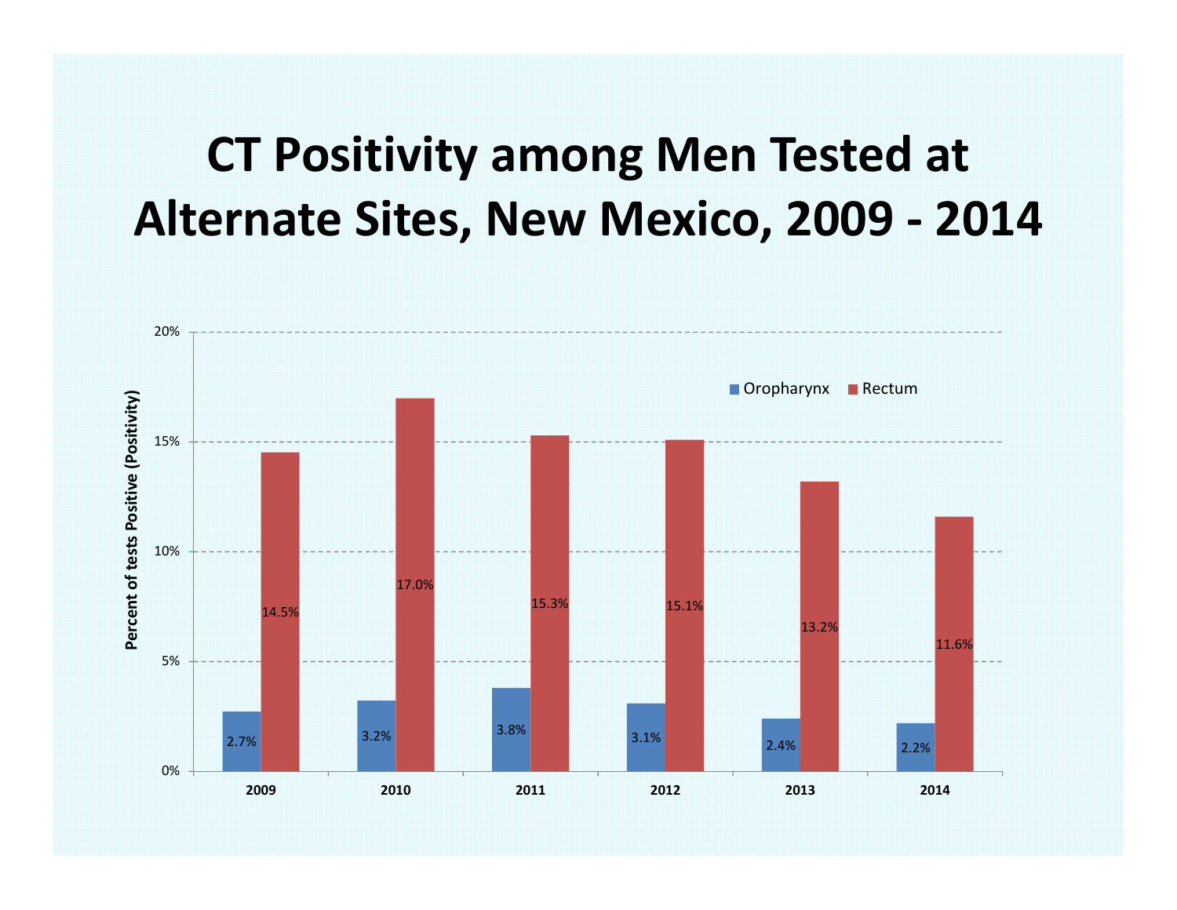# CT Positivity among Men Tested at Alternate Sites, New Mexico, 2009 - 2014

| Year | Oropharynx | Rectum |
|---|---|---|
| 2009 | 2.7% | 14.5% |
| 2010 | 3.2% | 17.0% |
| 2011 | 3.8% | 15.3% |
| 2012 | 3.1% | 15.1% |
| 2013 | 2.4% | 13.2% |
| 2014 | 2.2% | 11.6% |

Percent of tests Positive (Positivity)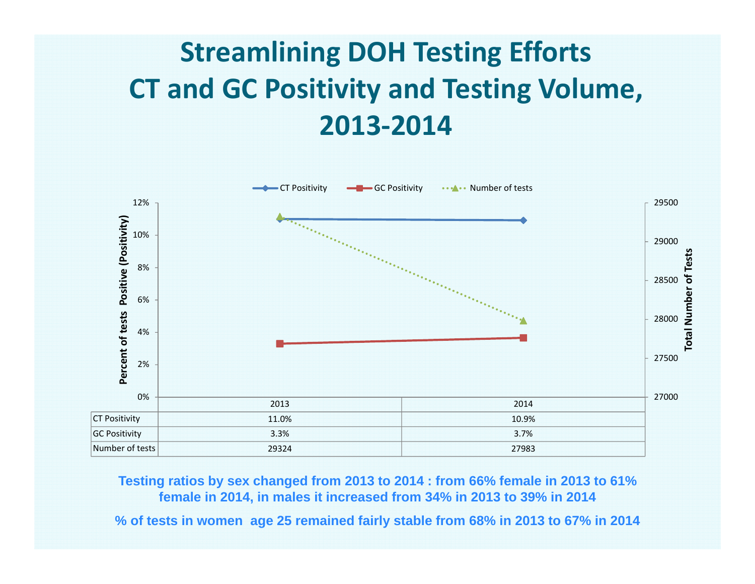# Streamlining DOH Testing Efforts CT and GC Positivity and Testing Volume, 2013-2014

| | 2013 | 2014 |
|---|---|---|
| CT Positivity | 11.0% | 10.9% |
| GC Positivity | 3.3% | 3.7% |
| Number of tests | 29324 | 27983 |

**Testing ratios by sex changed from 2013 to 2014 : from 66% female in 2013 to 61% female in 2014, in males it increased from 34% in 2013 to 39% in 2014**

**% of tests in women age 25 remained fairly stable from 68% in 2013 to 67% in 2014**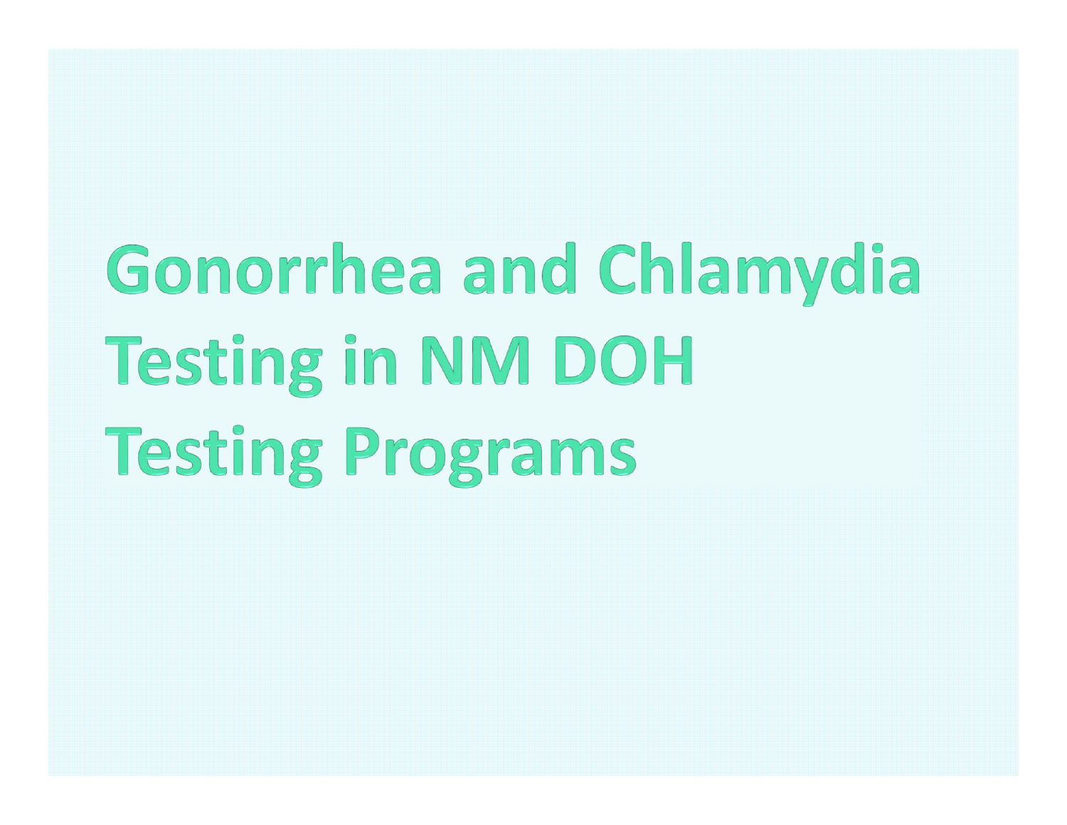# Gonorrhea and Chlamydia Testing in NM DOH Testing Programs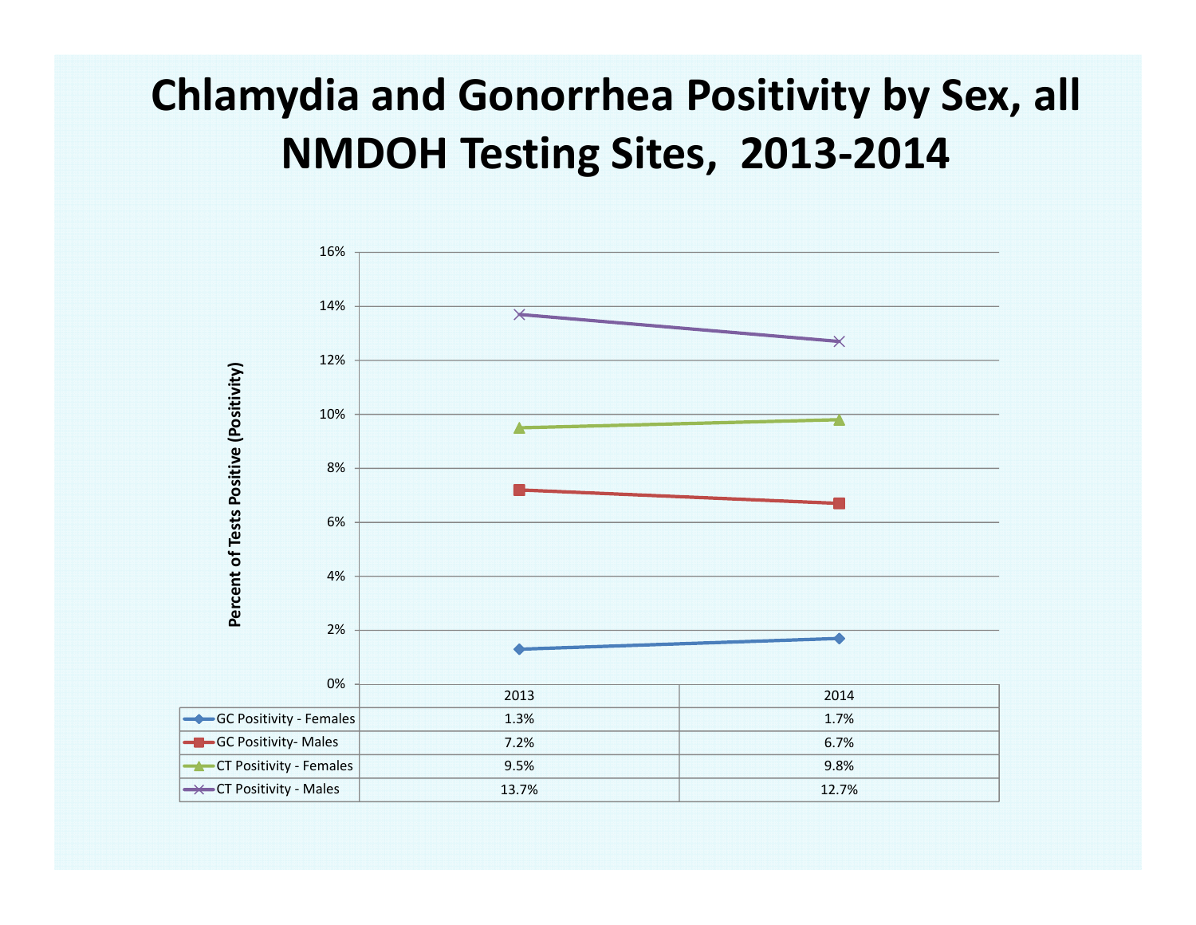# Chlamydia and Gonorrhea Positivity by Sex, all NMDOH Testing Sites, 2013-2014

| | 2013 | 2014 |
|---|---|---|
| GC Positivity - Females | 1.3% | 1.7% |
| GC Positivity- Males | 7.2% | 6.7% |
| CT Positivity - Females | 9.5% | 9.8% |
| CT Positivity - Males | 13.7% | 12.7% |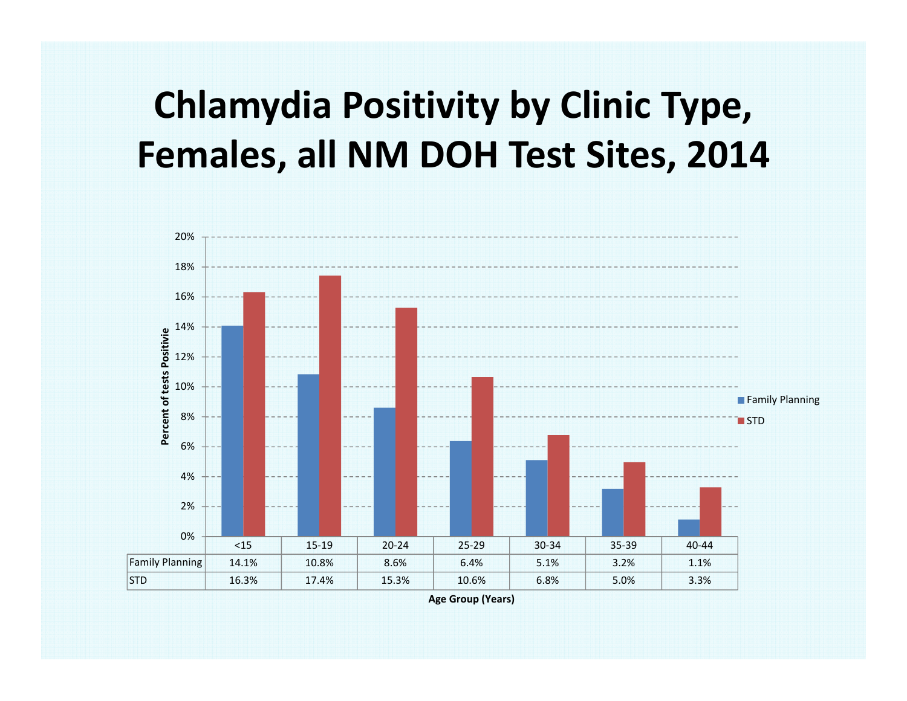# Chlamydia Positivity by Clinic Type, Females, all NM DOH Test Sites, 2014

| | <15 | 15-19 | 20-24 | 25-29 | 30-34 | 35-39 | 40-44 |
|---|---|---|---|---|---|---|---|
| Family Planning | 14.1% | 10.8% | 8.6% | 6.4% | 5.1% | 3.2% | 1.1% |
| STD | 16.3% | 17.4% | 15.3% | 10.6% | 6.8% | 5.0% | 3.3% |

Age Group (Years)

Percent of tests Positivie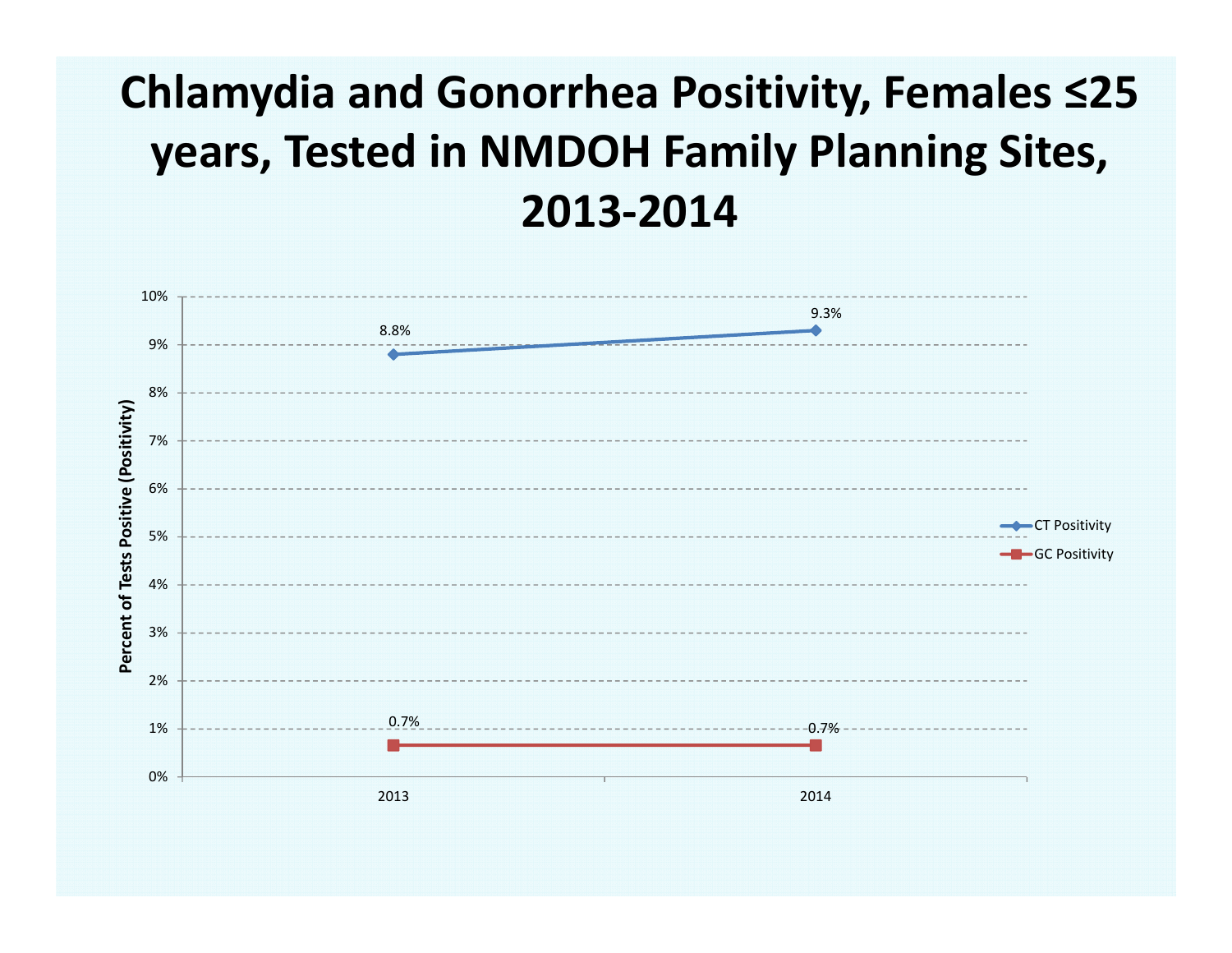# Chlamydia and Gonorrhea Positivity, Females ≤25 years, Tested in NMDOH Family Planning Sites, 2013-2014

| Year | CT Positivity | GC Positivity |
|---|---|---|
| 2013 | 8.8% | 0.7% |
| 2014 | 9.3% | 0.7% |

Percent of Tests Positive (Positivity)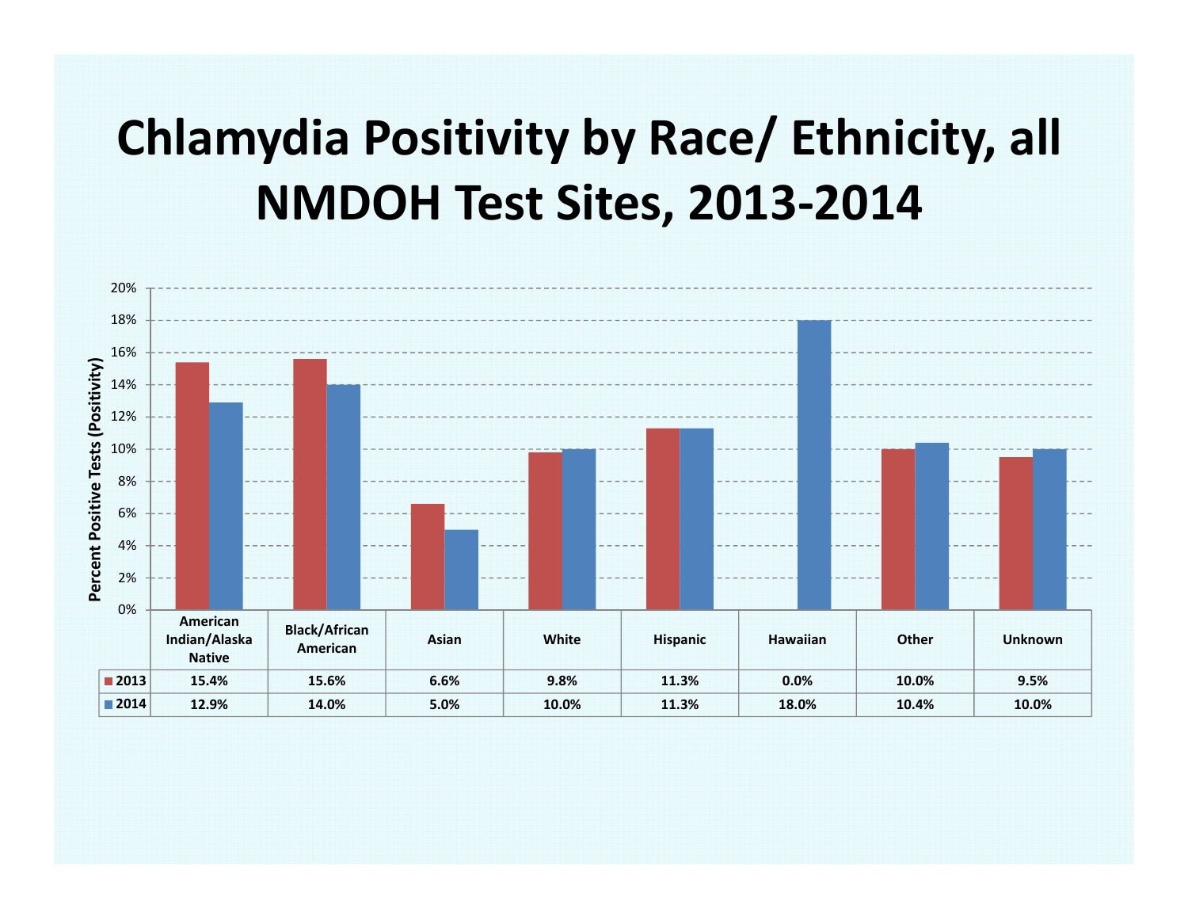# Chlamydia Positivity by Race/ Ethnicity, all NMDOH Test Sites, 2013-2014

| | American Indian/Alaska Native | Black/African American | Asian | White | Hispanic | Hawaiian | Other | Unknown |
|---|---|---|---|---|---|---|---|---|
| 2013 | 15.4% | 15.6% | 6.6% | 9.8% | 11.3% | 0.0% | 10.0% | 9.5% |
| 2014 | 12.9% | 14.0% | 5.0% | 10.0% | 11.3% | 18.0% | 10.4% | 10.0% |

Percent Positive Tests (Positivity)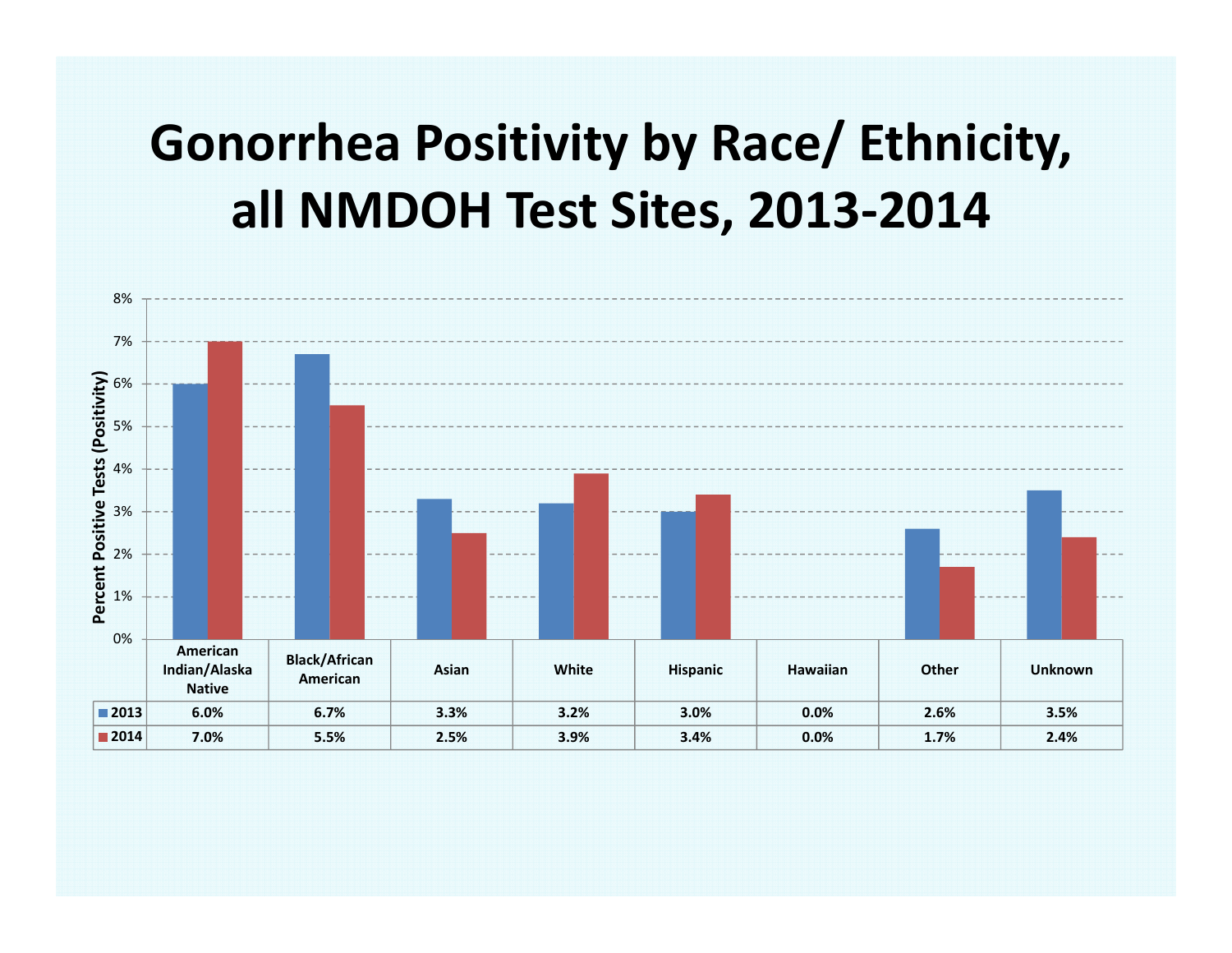# Gonorrhea Positivity by Race/ Ethnicity, all NMDOH Test Sites, 2013-2014

Percent Positive Tests (Positivity)

0%
1%
2%
3%
4%
5%
6%
7%
8%

American Indian/Alaska Native
Black/African American
Asian
White
Hispanic
Hawaiian
Other
Unknown

2013: 6.0% 6.7% 3.3% 3.2% 3.0% 0.0% 2.6% 3.5%

2014: 7.0% 5.5% 2.5% 3.9% 3.4% 0.0% 1.7% 2.4%